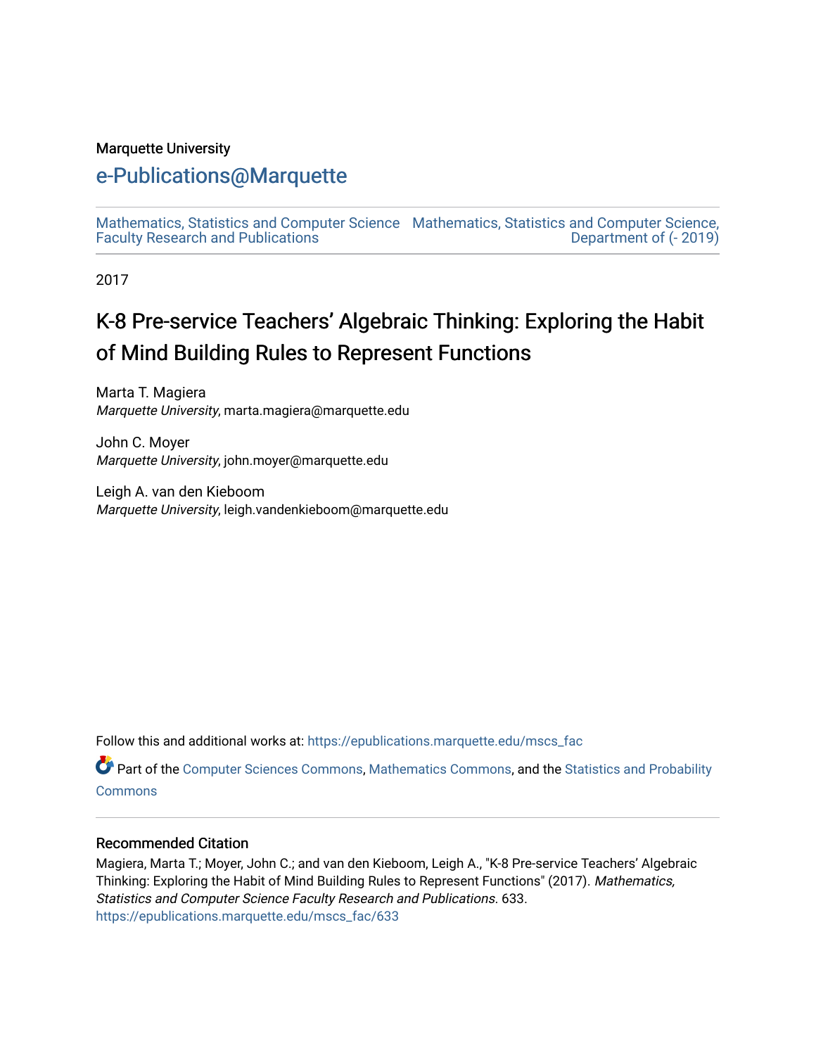Marquette University

# e-Publications@Marquette

Mathematics, Statistics and Computer Science Faculty Research and Publications

Mathematics, Statistics and Computer Science, Department of (- 2019)

2017

# K-8 Pre-service Teachers' Algebraic Thinking: Exploring the Habit of Mind Building Rules to Represent Functions

Marta T. Magiera
*Marquette University*, marta.magiera@marquette.edu

John C. Moyer
*Marquette University*, john.moyer@marquette.edu

Leigh A. van den Kieboom
*Marquette University*, leigh.vandenkieboom@marquette.edu

Follow this and additional works at: https://epublications.marquette.edu/mscs_fac

Part of the Computer Sciences Commons, Mathematics Commons, and the Statistics and Probability Commons

## Recommended Citation

Magiera, Marta T.; Moyer, John C.; and van den Kieboom, Leigh A., "K-8 Pre-service Teachers' Algebraic Thinking: Exploring the Habit of Mind Building Rules to Represent Functions" (2017). *Mathematics, Statistics and Computer Science Faculty Research and Publications*. 633.
https://epublications.marquette.edu/mscs_fac/633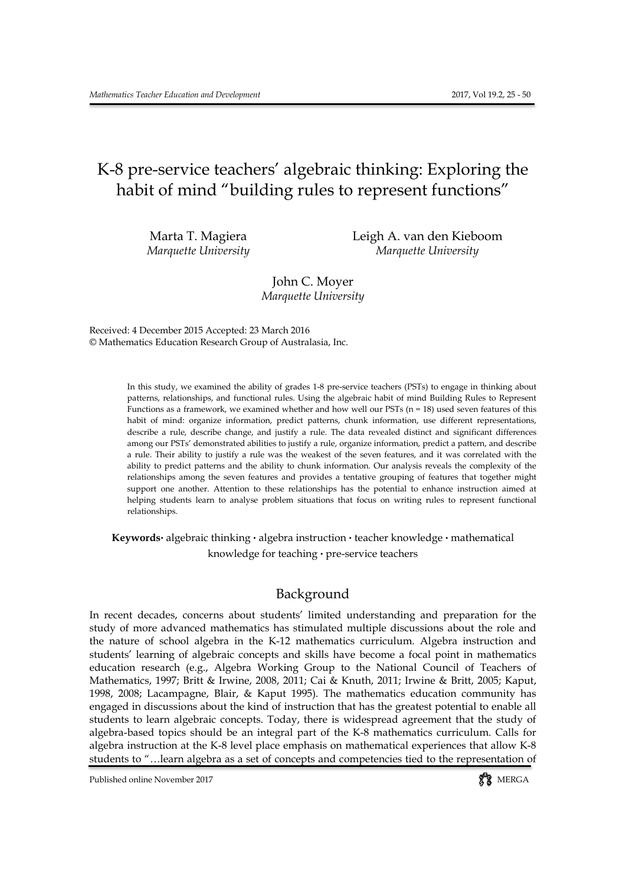# K-8 pre-service teachers' algebraic thinking: Exploring the habit of mind "building rules to represent functions"

Marta T. Magiera
*Marquette University*

Leigh A. van den Kieboom
*Marquette University*

John C. Moyer
*Marquette University*

Received: 4 December 2015 Accepted: 23 March 2016
© Mathematics Education Research Group of Australasia, Inc.

> In this study, we examined the ability of grades 1-8 pre-service teachers (PSTs) to engage in thinking about patterns, relationships, and functional rules. Using the algebraic habit of mind Building Rules to Represent Functions as a framework, we examined whether and how well our PSTs (n = 18) used seven features of this habit of mind: organize information, predict patterns, chunk information, use different representations, describe a rule, describe change, and justify a rule. The data revealed distinct and significant differences among our PSTs' demonstrated abilities to justify a rule, organize information, predict a pattern, and describe a rule. Their ability to justify a rule was the weakest of the seven features, and it was correlated with the ability to predict patterns and the ability to chunk information. Our analysis reveals the complexity of the relationships among the seven features and provides a tentative grouping of features that together might support one another. Attention to these relationships has the potential to enhance instruction aimed at helping students learn to analyse problem situations that focus on writing rules to represent functional relationships.

**Keywords·** algebraic thinking · algebra instruction · teacher knowledge · mathematical knowledge for teaching · pre-service teachers

## Background

In recent decades, concerns about students' limited understanding and preparation for the study of more advanced mathematics has stimulated multiple discussions about the role and the nature of school algebra in the K-12 mathematics curriculum. Algebra instruction and students' learning of algebraic concepts and skills have become a focal point in mathematics education research (e.g., Algebra Working Group to the National Council of Teachers of Mathematics, 1997; Britt & Irwine, 2008, 2011; Cai & Knuth, 2011; Irwine & Britt, 2005; Kaput, 1998, 2008; Lacampagne, Blair, & Kaput 1995). The mathematics education community has engaged in discussions about the kind of instruction that has the greatest potential to enable all students to learn algebraic concepts. Today, there is widespread agreement that the study of algebra-based topics should be an integral part of the K-8 mathematics curriculum. Calls for algebra instruction at the K-8 level place emphasis on mathematical experiences that allow K-8 students to "…learn algebra as a set of concepts and competencies tied to the representation of

Published online November 2017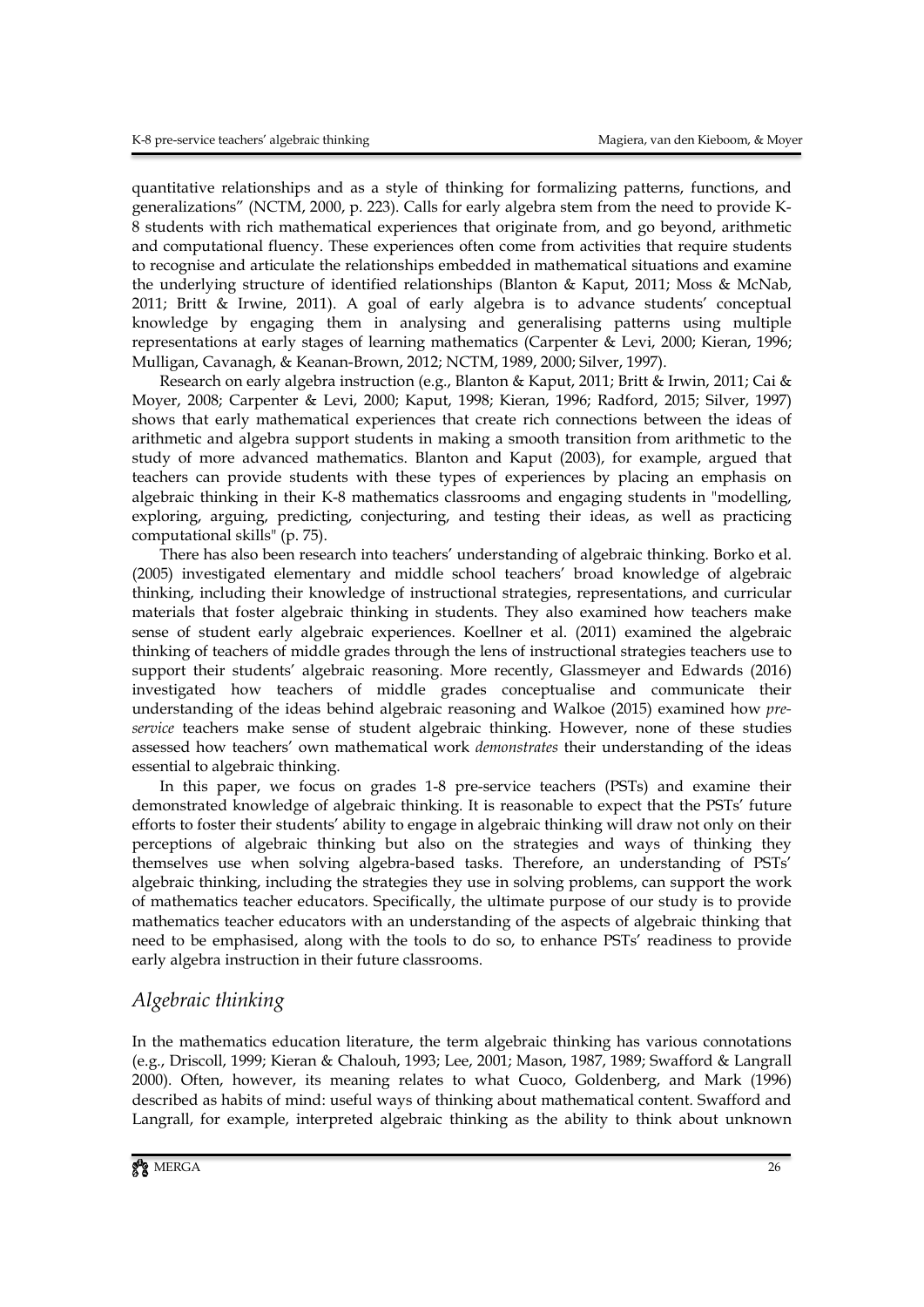quantitative relationships and as a style of thinking for formalizing patterns, functions, and generalizations" (NCTM, 2000, p. 223). Calls for early algebra stem from the need to provide K-8 students with rich mathematical experiences that originate from, and go beyond, arithmetic and computational fluency. These experiences often come from activities that require students to recognise and articulate the relationships embedded in mathematical situations and examine the underlying structure of identified relationships (Blanton & Kaput, 2011; Moss & McNab, 2011; Britt & Irwine, 2011). A goal of early algebra is to advance students' conceptual knowledge by engaging them in analysing and generalising patterns using multiple representations at early stages of learning mathematics (Carpenter & Levi, 2000; Kieran, 1996; Mulligan, Cavanagh, & Keanan-Brown, 2012; NCTM, 1989, 2000; Silver, 1997).

Research on early algebra instruction (e.g., Blanton & Kaput, 2011; Britt & Irwin, 2011; Cai & Moyer, 2008; Carpenter & Levi, 2000; Kaput, 1998; Kieran, 1996; Radford, 2015; Silver, 1997) shows that early mathematical experiences that create rich connections between the ideas of arithmetic and algebra support students in making a smooth transition from arithmetic to the study of more advanced mathematics. Blanton and Kaput (2003), for example, argued that teachers can provide students with these types of experiences by placing an emphasis on algebraic thinking in their K-8 mathematics classrooms and engaging students in "modelling, exploring, arguing, predicting, conjecturing, and testing their ideas, as well as practicing computational skills" (p. 75).

There has also been research into teachers' understanding of algebraic thinking. Borko et al. (2005) investigated elementary and middle school teachers' broad knowledge of algebraic thinking, including their knowledge of instructional strategies, representations, and curricular materials that foster algebraic thinking in students. They also examined how teachers make sense of student early algebraic experiences. Koellner et al. (2011) examined the algebraic thinking of teachers of middle grades through the lens of instructional strategies teachers use to support their students' algebraic reasoning. More recently, Glassmeyer and Edwards (2016) investigated how teachers of middle grades conceptualise and communicate their understanding of the ideas behind algebraic reasoning and Walkoe (2015) examined how *pre-service* teachers make sense of student algebraic thinking. However, none of these studies assessed how teachers' own mathematical work *demonstrates* their understanding of the ideas essential to algebraic thinking.

In this paper, we focus on grades 1-8 pre-service teachers (PSTs) and examine their demonstrated knowledge of algebraic thinking. It is reasonable to expect that the PSTs' future efforts to foster their students' ability to engage in algebraic thinking will draw not only on their perceptions of algebraic thinking but also on the strategies and ways of thinking they themselves use when solving algebra-based tasks. Therefore, an understanding of PSTs' algebraic thinking, including the strategies they use in solving problems, can support the work of mathematics teacher educators. Specifically, the ultimate purpose of our study is to provide mathematics teacher educators with an understanding of the aspects of algebraic thinking that need to be emphasised, along with the tools to do so, to enhance PSTs' readiness to provide early algebra instruction in their future classrooms.

## *Algebraic thinking*

In the mathematics education literature, the term algebraic thinking has various connotations (e.g., Driscoll, 1999; Kieran & Chalouh, 1993; Lee, 2001; Mason, 1987, 1989; Swafford & Langrall 2000). Often, however, its meaning relates to what Cuoco, Goldenberg, and Mark (1996) described as habits of mind: useful ways of thinking about mathematical content. Swafford and Langrall, for example, interpreted algebraic thinking as the ability to think about unknown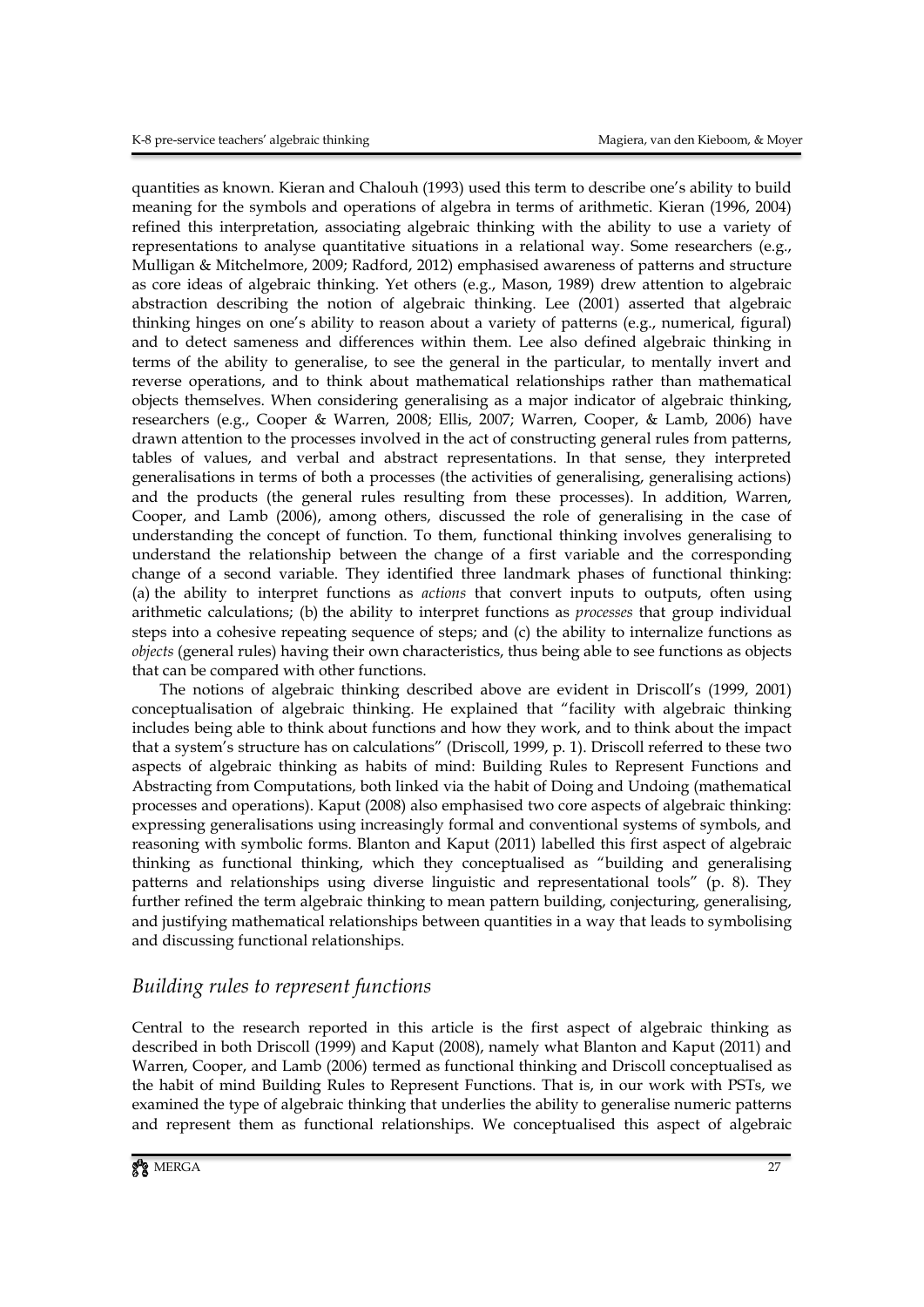quantities as known. Kieran and Chalouh (1993) used this term to describe one's ability to build meaning for the symbols and operations of algebra in terms of arithmetic. Kieran (1996, 2004) refined this interpretation, associating algebraic thinking with the ability to use a variety of representations to analyse quantitative situations in a relational way. Some researchers (e.g., Mulligan & Mitchelmore, 2009; Radford, 2012) emphasised awareness of patterns and structure as core ideas of algebraic thinking. Yet others (e.g., Mason, 1989) drew attention to algebraic abstraction describing the notion of algebraic thinking. Lee (2001) asserted that algebraic thinking hinges on one's ability to reason about a variety of patterns (e.g., numerical, figural) and to detect sameness and differences within them. Lee also defined algebraic thinking in terms of the ability to generalise, to see the general in the particular, to mentally invert and reverse operations, and to think about mathematical relationships rather than mathematical objects themselves. When considering generalising as a major indicator of algebraic thinking, researchers (e.g., Cooper & Warren, 2008; Ellis, 2007; Warren, Cooper, & Lamb, 2006) have drawn attention to the processes involved in the act of constructing general rules from patterns, tables of values, and verbal and abstract representations. In that sense, they interpreted generalisations in terms of both a processes (the activities of generalising, generalising actions) and the products (the general rules resulting from these processes). In addition, Warren, Cooper, and Lamb (2006), among others, discussed the role of generalising in the case of understanding the concept of function. To them, functional thinking involves generalising to understand the relationship between the change of a first variable and the corresponding change of a second variable. They identified three landmark phases of functional thinking: (a) the ability to interpret functions as *actions* that convert inputs to outputs, often using arithmetic calculations; (b) the ability to interpret functions as *processes* that group individual steps into a cohesive repeating sequence of steps; and (c) the ability to internalize functions as *objects* (general rules) having their own characteristics, thus being able to see functions as objects that can be compared with other functions.

The notions of algebraic thinking described above are evident in Driscoll's (1999, 2001) conceptualisation of algebraic thinking. He explained that "facility with algebraic thinking includes being able to think about functions and how they work, and to think about the impact that a system's structure has on calculations" (Driscoll, 1999, p. 1). Driscoll referred to these two aspects of algebraic thinking as habits of mind: Building Rules to Represent Functions and Abstracting from Computations, both linked via the habit of Doing and Undoing (mathematical processes and operations). Kaput (2008) also emphasised two core aspects of algebraic thinking: expressing generalisations using increasingly formal and conventional systems of symbols, and reasoning with symbolic forms. Blanton and Kaput (2011) labelled this first aspect of algebraic thinking as functional thinking, which they conceptualised as "building and generalising patterns and relationships using diverse linguistic and representational tools" (p. 8). They further refined the term algebraic thinking to mean pattern building, conjecturing, generalising, and justifying mathematical relationships between quantities in a way that leads to symbolising and discussing functional relationships.

## *Building rules to represent functions*

Central to the research reported in this article is the first aspect of algebraic thinking as described in both Driscoll (1999) and Kaput (2008), namely what Blanton and Kaput (2011) and Warren, Cooper, and Lamb (2006) termed as functional thinking and Driscoll conceptualised as the habit of mind Building Rules to Represent Functions. That is, in our work with PSTs, we examined the type of algebraic thinking that underlies the ability to generalise numeric patterns and represent them as functional relationships. We conceptualised this aspect of algebraic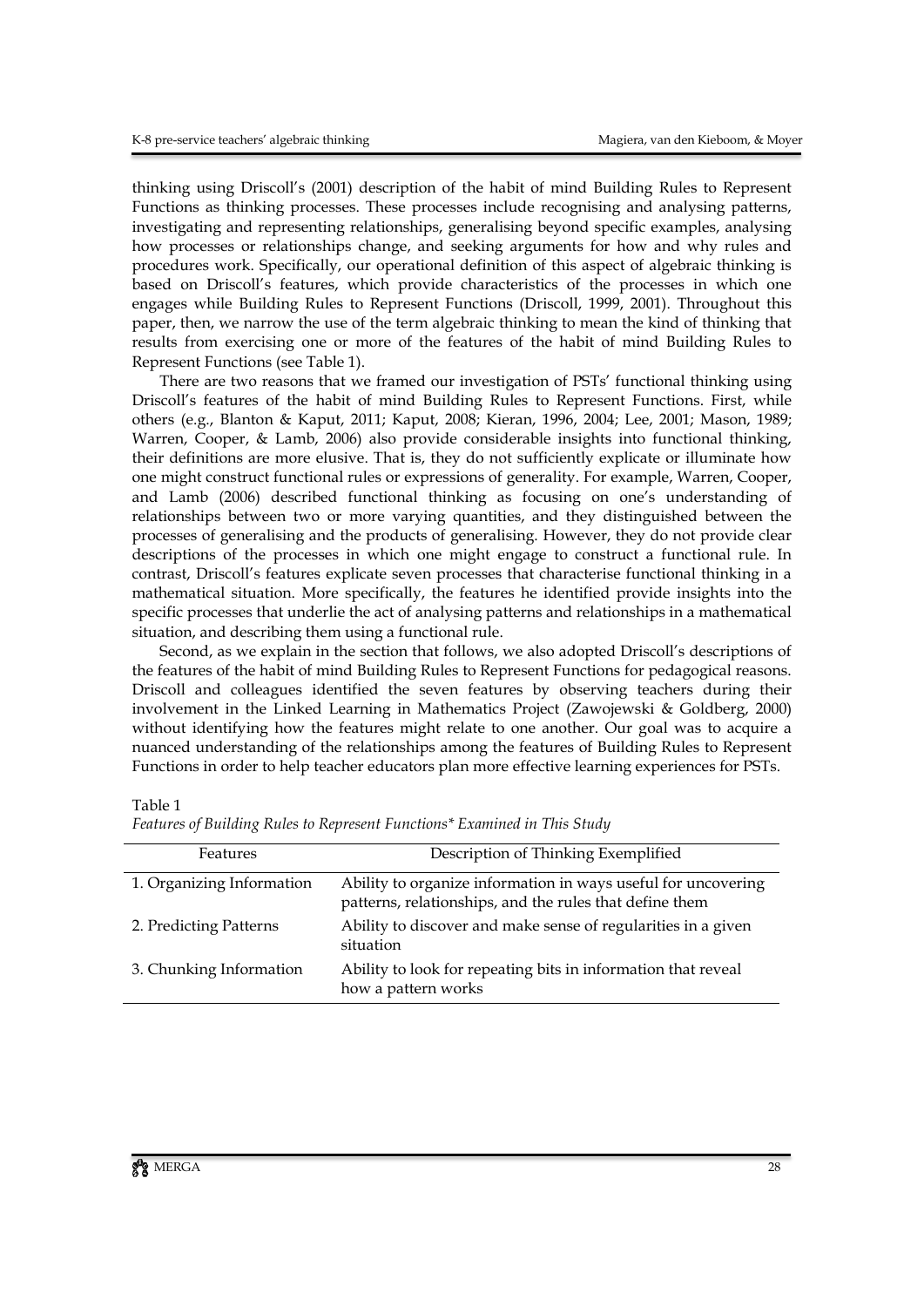thinking using Driscoll's (2001) description of the habit of mind Building Rules to Represent Functions as thinking processes. These processes include recognising and analysing patterns, investigating and representing relationships, generalising beyond specific examples, analysing how processes or relationships change, and seeking arguments for how and why rules and procedures work. Specifically, our operational definition of this aspect of algebraic thinking is based on Driscoll's features, which provide characteristics of the processes in which one engages while Building Rules to Represent Functions (Driscoll, 1999, 2001). Throughout this paper, then, we narrow the use of the term algebraic thinking to mean the kind of thinking that results from exercising one or more of the features of the habit of mind Building Rules to Represent Functions (see Table 1).

There are two reasons that we framed our investigation of PSTs' functional thinking using Driscoll's features of the habit of mind Building Rules to Represent Functions. First, while others (e.g., Blanton & Kaput, 2011; Kaput, 2008; Kieran, 1996, 2004; Lee, 2001; Mason, 1989; Warren, Cooper, & Lamb, 2006) also provide considerable insights into functional thinking, their definitions are more elusive. That is, they do not sufficiently explicate or illuminate how one might construct functional rules or expressions of generality. For example, Warren, Cooper, and Lamb (2006) described functional thinking as focusing on one's understanding of relationships between two or more varying quantities, and they distinguished between the processes of generalising and the products of generalising. However, they do not provide clear descriptions of the processes in which one might engage to construct a functional rule. In contrast, Driscoll's features explicate seven processes that characterise functional thinking in a mathematical situation. More specifically, the features he identified provide insights into the specific processes that underlie the act of analysing patterns and relationships in a mathematical situation, and describing them using a functional rule.

Second, as we explain in the section that follows, we also adopted Driscoll's descriptions of the features of the habit of mind Building Rules to Represent Functions for pedagogical reasons. Driscoll and colleagues identified the seven features by observing teachers during their involvement in the Linked Learning in Mathematics Project (Zawojewski & Goldberg, 2000) without identifying how the features might relate to one another. Our goal was to acquire a nuanced understanding of the relationships among the features of Building Rules to Represent Functions in order to help teacher educators plan more effective learning experiences for PSTs.

Table 1
*Features of Building Rules to Represent Functions\* Examined in This Study*

| Features | Description of Thinking Exemplified |
|---|---|
| 1. Organizing Information | Ability to organize information in ways useful for uncovering patterns, relationships, and the rules that define them |
| 2. Predicting Patterns | Ability to discover and make sense of regularities in a given situation |
| 3. Chunking Information | Ability to look for repeating bits in information that reveal how a pattern works |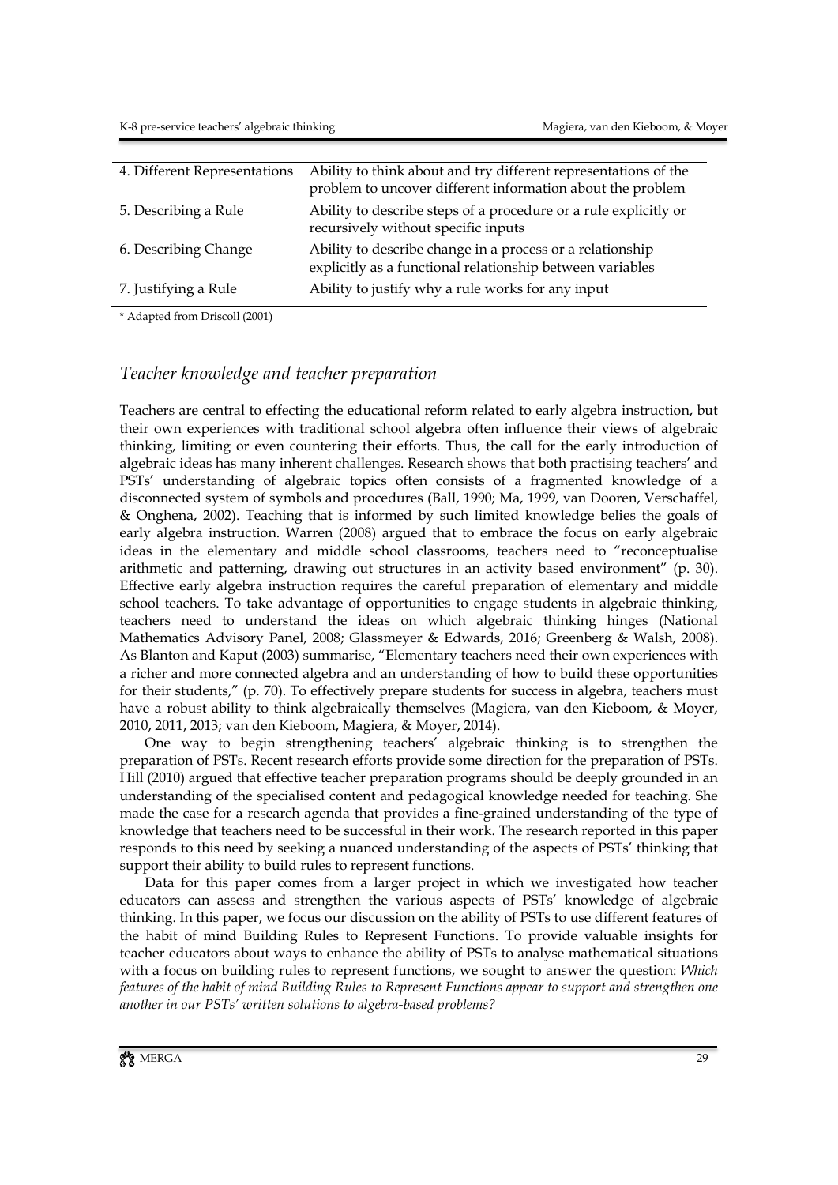| | |
|---|---|
| 4. Different Representations | Ability to think about and try different representations of the problem to uncover different information about the problem |
| 5. Describing a Rule | Ability to describe steps of a procedure or a rule explicitly or recursively without specific inputs |
| 6. Describing Change | Ability to describe change in a process or a relationship explicitly as a functional relationship between variables |
| 7. Justifying a Rule | Ability to justify why a rule works for any input |

* Adapted from Driscoll (2001)

## *Teacher knowledge and teacher preparation*

Teachers are central to effecting the educational reform related to early algebra instruction, but their own experiences with traditional school algebra often influence their views of algebraic thinking, limiting or even countering their efforts. Thus, the call for the early introduction of algebraic ideas has many inherent challenges. Research shows that both practising teachers' and PSTs' understanding of algebraic topics often consists of a fragmented knowledge of a disconnected system of symbols and procedures (Ball, 1990; Ma, 1999, van Dooren, Verschaffel, & Onghena, 2002). Teaching that is informed by such limited knowledge belies the goals of early algebra instruction. Warren (2008) argued that to embrace the focus on early algebraic ideas in the elementary and middle school classrooms, teachers need to "reconceptualise arithmetic and patterning, drawing out structures in an activity based environment" (p. 30). Effective early algebra instruction requires the careful preparation of elementary and middle school teachers. To take advantage of opportunities to engage students in algebraic thinking, teachers need to understand the ideas on which algebraic thinking hinges (National Mathematics Advisory Panel, 2008; Glassmeyer & Edwards, 2016; Greenberg & Walsh, 2008). As Blanton and Kaput (2003) summarise, "Elementary teachers need their own experiences with a richer and more connected algebra and an understanding of how to build these opportunities for their students," (p. 70). To effectively prepare students for success in algebra, teachers must have a robust ability to think algebraically themselves (Magiera, van den Kieboom, & Moyer, 2010, 2011, 2013; van den Kieboom, Magiera, & Moyer, 2014).

One way to begin strengthening teachers' algebraic thinking is to strengthen the preparation of PSTs. Recent research efforts provide some direction for the preparation of PSTs. Hill (2010) argued that effective teacher preparation programs should be deeply grounded in an understanding of the specialised content and pedagogical knowledge needed for teaching. She made the case for a research agenda that provides a fine-grained understanding of the type of knowledge that teachers need to be successful in their work. The research reported in this paper responds to this need by seeking a nuanced understanding of the aspects of PSTs' thinking that support their ability to build rules to represent functions.

Data for this paper comes from a larger project in which we investigated how teacher educators can assess and strengthen the various aspects of PSTs' knowledge of algebraic thinking. In this paper, we focus our discussion on the ability of PSTs to use different features of the habit of mind Building Rules to Represent Functions. To provide valuable insights for teacher educators about ways to enhance the ability of PSTs to analyse mathematical situations with a focus on building rules to represent functions, we sought to answer the question: *Which features of the habit of mind Building Rules to Represent Functions appear to support and strengthen one another in our PSTs' written solutions to algebra-based problems?*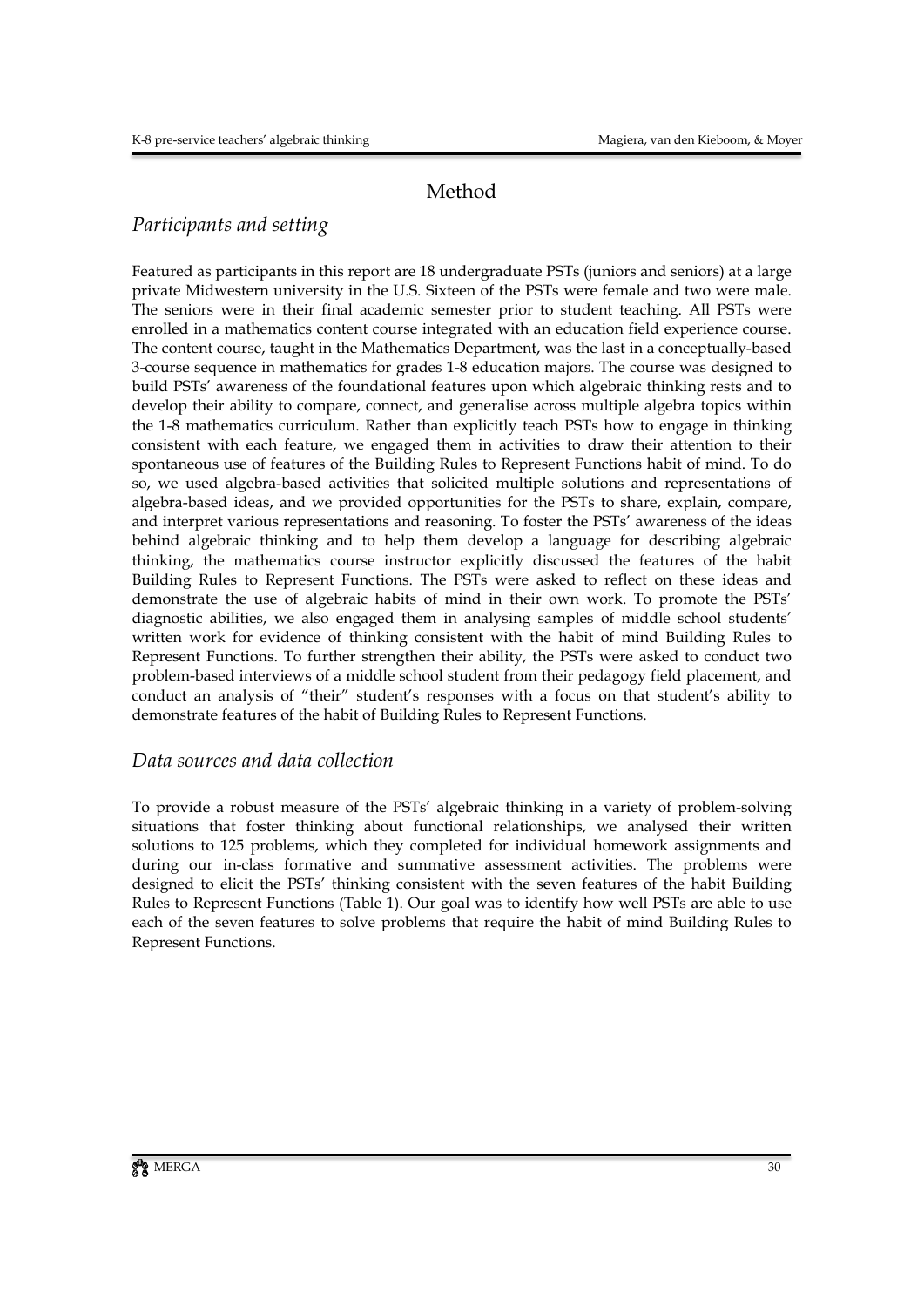## Method

### *Participants and setting*

Featured as participants in this report are 18 undergraduate PSTs (juniors and seniors) at a large private Midwestern university in the U.S. Sixteen of the PSTs were female and two were male. The seniors were in their final academic semester prior to student teaching. All PSTs were enrolled in a mathematics content course integrated with an education field experience course. The content course, taught in the Mathematics Department, was the last in a conceptually-based 3-course sequence in mathematics for grades 1-8 education majors. The course was designed to build PSTs' awareness of the foundational features upon which algebraic thinking rests and to develop their ability to compare, connect, and generalise across multiple algebra topics within the 1-8 mathematics curriculum. Rather than explicitly teach PSTs how to engage in thinking consistent with each feature, we engaged them in activities to draw their attention to their spontaneous use of features of the Building Rules to Represent Functions habit of mind. To do so, we used algebra-based activities that solicited multiple solutions and representations of algebra-based ideas, and we provided opportunities for the PSTs to share, explain, compare, and interpret various representations and reasoning. To foster the PSTs' awareness of the ideas behind algebraic thinking and to help them develop a language for describing algebraic thinking, the mathematics course instructor explicitly discussed the features of the habit Building Rules to Represent Functions. The PSTs were asked to reflect on these ideas and demonstrate the use of algebraic habits of mind in their own work. To promote the PSTs' diagnostic abilities, we also engaged them in analysing samples of middle school students' written work for evidence of thinking consistent with the habit of mind Building Rules to Represent Functions. To further strengthen their ability, the PSTs were asked to conduct two problem-based interviews of a middle school student from their pedagogy field placement, and conduct an analysis of "their" student's responses with a focus on that student's ability to demonstrate features of the habit of Building Rules to Represent Functions.

### *Data sources and data collection*

To provide a robust measure of the PSTs' algebraic thinking in a variety of problem-solving situations that foster thinking about functional relationships, we analysed their written solutions to 125 problems, which they completed for individual homework assignments and during our in-class formative and summative assessment activities. The problems were designed to elicit the PSTs' thinking consistent with the seven features of the habit Building Rules to Represent Functions (Table 1). Our goal was to identify how well PSTs are able to use each of the seven features to solve problems that require the habit of mind Building Rules to Represent Functions.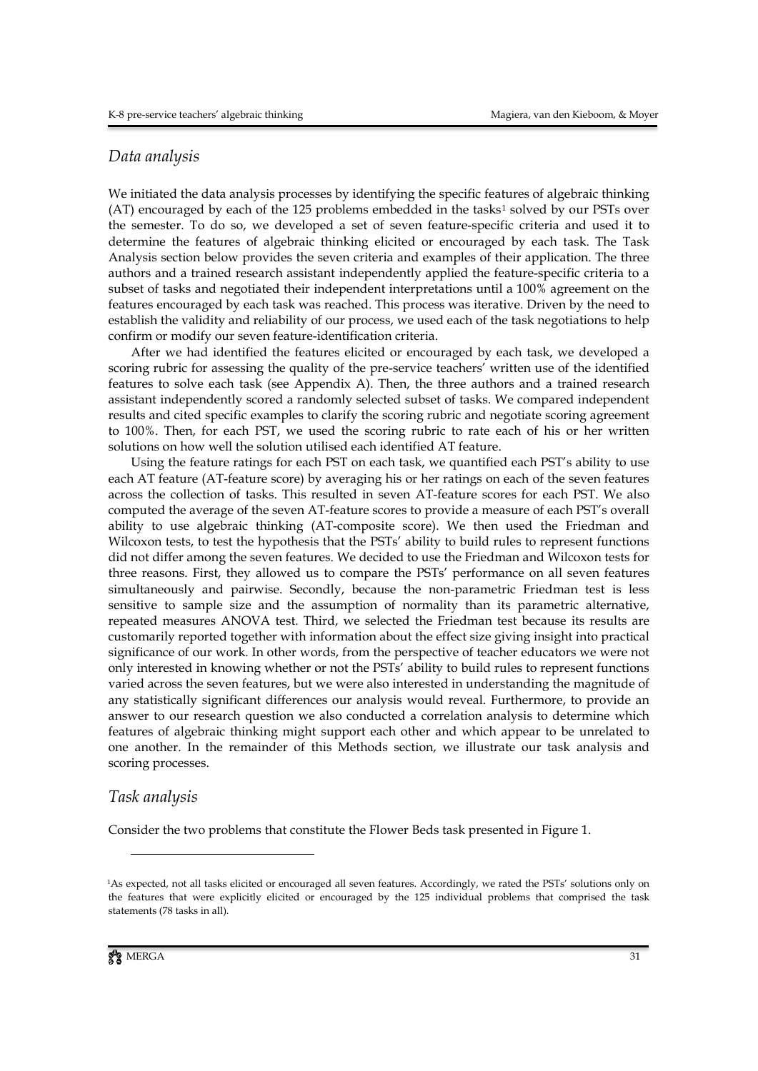## *Data analysis*

We initiated the data analysis processes by identifying the specific features of algebraic thinking (AT) encouraged by each of the 125 problems embedded in the tasks[1] solved by our PSTs over the semester. To do so, we developed a set of seven feature-specific criteria and used it to determine the features of algebraic thinking elicited or encouraged by each task. The Task Analysis section below provides the seven criteria and examples of their application. The three authors and a trained research assistant independently applied the feature-specific criteria to a subset of tasks and negotiated their independent interpretations until a 100% agreement on the features encouraged by each task was reached. This process was iterative. Driven by the need to establish the validity and reliability of our process, we used each of the task negotiations to help confirm or modify our seven feature-identification criteria.

After we had identified the features elicited or encouraged by each task, we developed a scoring rubric for assessing the quality of the pre-service teachers' written use of the identified features to solve each task (see Appendix A). Then, the three authors and a trained research assistant independently scored a randomly selected subset of tasks. We compared independent results and cited specific examples to clarify the scoring rubric and negotiate scoring agreement to 100%. Then, for each PST, we used the scoring rubric to rate each of his or her written solutions on how well the solution utilised each identified AT feature.

Using the feature ratings for each PST on each task, we quantified each PST's ability to use each AT feature (AT-feature score) by averaging his or her ratings on each of the seven features across the collection of tasks. This resulted in seven AT-feature scores for each PST. We also computed the average of the seven AT-feature scores to provide a measure of each PST's overall ability to use algebraic thinking (AT-composite score). We then used the Friedman and Wilcoxon tests, to test the hypothesis that the PSTs' ability to build rules to represent functions did not differ among the seven features. We decided to use the Friedman and Wilcoxon tests for three reasons. First, they allowed us to compare the PSTs' performance on all seven features simultaneously and pairwise. Secondly, because the non-parametric Friedman test is less sensitive to sample size and the assumption of normality than its parametric alternative, repeated measures ANOVA test. Third, we selected the Friedman test because its results are customarily reported together with information about the effect size giving insight into practical significance of our work. In other words, from the perspective of teacher educators we were not only interested in knowing whether or not the PSTs' ability to build rules to represent functions varied across the seven features, but we were also interested in understanding the magnitude of any statistically significant differences our analysis would reveal. Furthermore, to provide an answer to our research question we also conducted a correlation analysis to determine which features of algebraic thinking might support each other and which appear to be unrelated to one another. In the remainder of this Methods section, we illustrate our task analysis and scoring processes.

## *Task analysis*

Consider the two problems that constitute the Flower Beds task presented in Figure 1.

---

[1]As expected, not all tasks elicited or encouraged all seven features. Accordingly, we rated the PSTs' solutions only on the features that were explicitly elicited or encouraged by the 125 individual problems that comprised the task statements (78 tasks in all).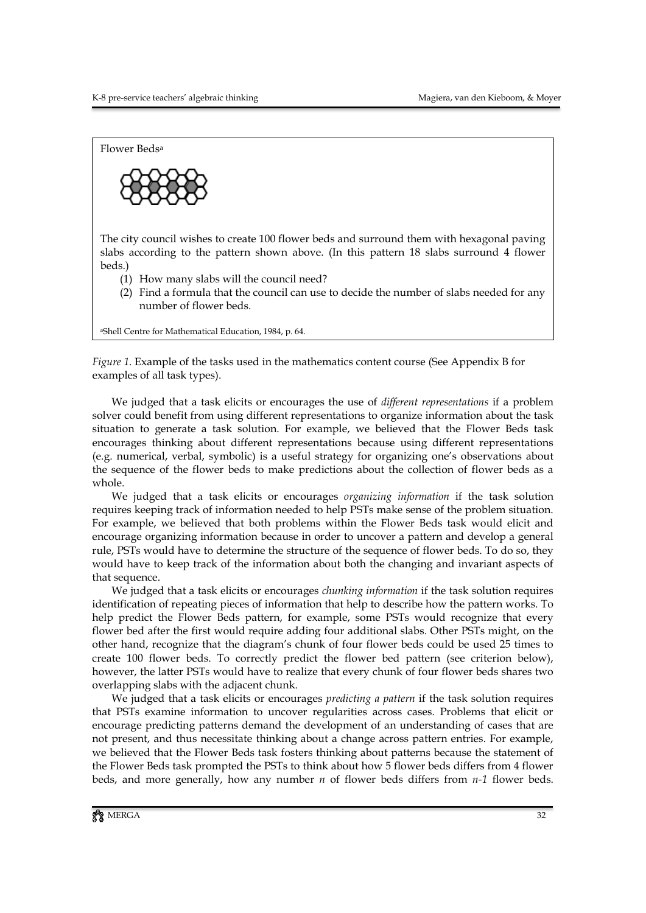Flower Beds[a]

The city council wishes to create 100 flower beds and surround them with hexagonal paving slabs according to the pattern shown above. (In this pattern 18 slabs surround 4 flower beds.)

1. How many slabs will the council need?
2. Find a formula that the council can use to decide the number of slabs needed for any number of flower beds.

[a]Shell Centre for Mathematical Education, 1984, p. 64.

*Figure 1.* Example of the tasks used in the mathematics content course (See Appendix B for examples of all task types).

We judged that a task elicits or encourages the use of *different representations* if a problem solver could benefit from using different representations to organize information about the task situation to generate a task solution. For example, we believed that the Flower Beds task encourages thinking about different representations because using different representations (e.g. numerical, verbal, symbolic) is a useful strategy for organizing one's observations about the sequence of the flower beds to make predictions about the collection of flower beds as a whole.

We judged that a task elicits or encourages *organizing information* if the task solution requires keeping track of information needed to help PSTs make sense of the problem situation. For example, we believed that both problems within the Flower Beds task would elicit and encourage organizing information because in order to uncover a pattern and develop a general rule, PSTs would have to determine the structure of the sequence of flower beds. To do so, they would have to keep track of the information about both the changing and invariant aspects of that sequence.

We judged that a task elicits or encourages *chunking information* if the task solution requires identification of repeating pieces of information that help to describe how the pattern works. To help predict the Flower Beds pattern, for example, some PSTs would recognize that every flower bed after the first would require adding four additional slabs. Other PSTs might, on the other hand, recognize that the diagram's chunk of four flower beds could be used 25 times to create 100 flower beds. To correctly predict the flower bed pattern (see criterion below), however, the latter PSTs would have to realize that every chunk of four flower beds shares two overlapping slabs with the adjacent chunk.

We judged that a task elicits or encourages *predicting a pattern* if the task solution requires that PSTs examine information to uncover regularities across cases. Problems that elicit or encourage predicting patterns demand the development of an understanding of cases that are not present, and thus necessitate thinking about a change across pattern entries. For example, we believed that the Flower Beds task fosters thinking about patterns because the statement of the Flower Beds task prompted the PSTs to think about how 5 flower beds differs from 4 flower beds, and more generally, how any number $n$ of flower beds differs from $n$-$1$ flower beds.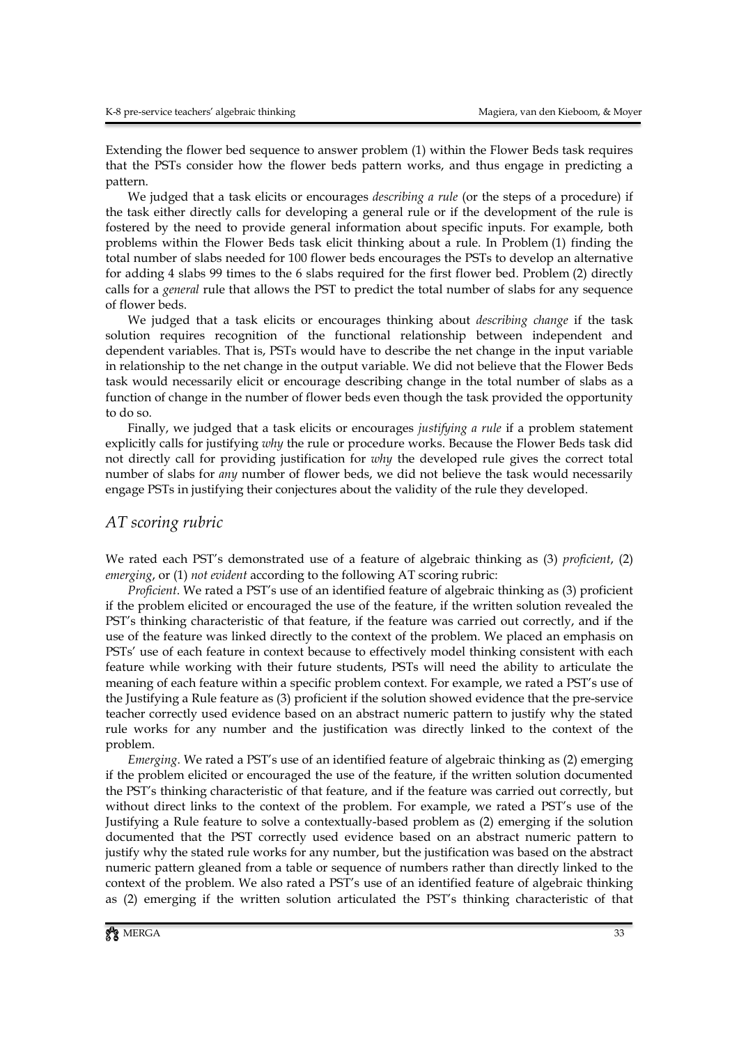Extending the flower bed sequence to answer problem (1) within the Flower Beds task requires that the PSTs consider how the flower beds pattern works, and thus engage in predicting a pattern.

We judged that a task elicits or encourages *describing a rule* (or the steps of a procedure) if the task either directly calls for developing a general rule or if the development of the rule is fostered by the need to provide general information about specific inputs. For example, both problems within the Flower Beds task elicit thinking about a rule. In Problem (1) finding the total number of slabs needed for 100 flower beds encourages the PSTs to develop an alternative for adding 4 slabs 99 times to the 6 slabs required for the first flower bed. Problem (2) directly calls for a *general* rule that allows the PST to predict the total number of slabs for any sequence of flower beds.

We judged that a task elicits or encourages thinking about *describing change* if the task solution requires recognition of the functional relationship between independent and dependent variables. That is, PSTs would have to describe the net change in the input variable in relationship to the net change in the output variable. We did not believe that the Flower Beds task would necessarily elicit or encourage describing change in the total number of slabs as a function of change in the number of flower beds even though the task provided the opportunity to do so.

Finally, we judged that a task elicits or encourages *justifying a rule* if a problem statement explicitly calls for justifying *why* the rule or procedure works. Because the Flower Beds task did not directly call for providing justification for *why* the developed rule gives the correct total number of slabs for *any* number of flower beds, we did not believe the task would necessarily engage PSTs in justifying their conjectures about the validity of the rule they developed.

## *AT scoring rubric*

We rated each PST's demonstrated use of a feature of algebraic thinking as (3) *proficient*, (2) *emerging*, or (1) *not evident* according to the following AT scoring rubric:

*Proficient*. We rated a PST's use of an identified feature of algebraic thinking as (3) proficient if the problem elicited or encouraged the use of the feature, if the written solution revealed the PST's thinking characteristic of that feature, if the feature was carried out correctly, and if the use of the feature was linked directly to the context of the problem. We placed an emphasis on PSTs' use of each feature in context because to effectively model thinking consistent with each feature while working with their future students, PSTs will need the ability to articulate the meaning of each feature within a specific problem context. For example, we rated a PST's use of the Justifying a Rule feature as (3) proficient if the solution showed evidence that the pre-service teacher correctly used evidence based on an abstract numeric pattern to justify why the stated rule works for any number and the justification was directly linked to the context of the problem.

*Emerging*. We rated a PST's use of an identified feature of algebraic thinking as (2) emerging if the problem elicited or encouraged the use of the feature, if the written solution documented the PST's thinking characteristic of that feature, and if the feature was carried out correctly, but without direct links to the context of the problem. For example, we rated a PST's use of the Justifying a Rule feature to solve a contextually-based problem as (2) emerging if the solution documented that the PST correctly used evidence based on an abstract numeric pattern to justify why the stated rule works for any number, but the justification was based on the abstract numeric pattern gleaned from a table or sequence of numbers rather than directly linked to the context of the problem. We also rated a PST's use of an identified feature of algebraic thinking as (2) emerging if the written solution articulated the PST's thinking characteristic of that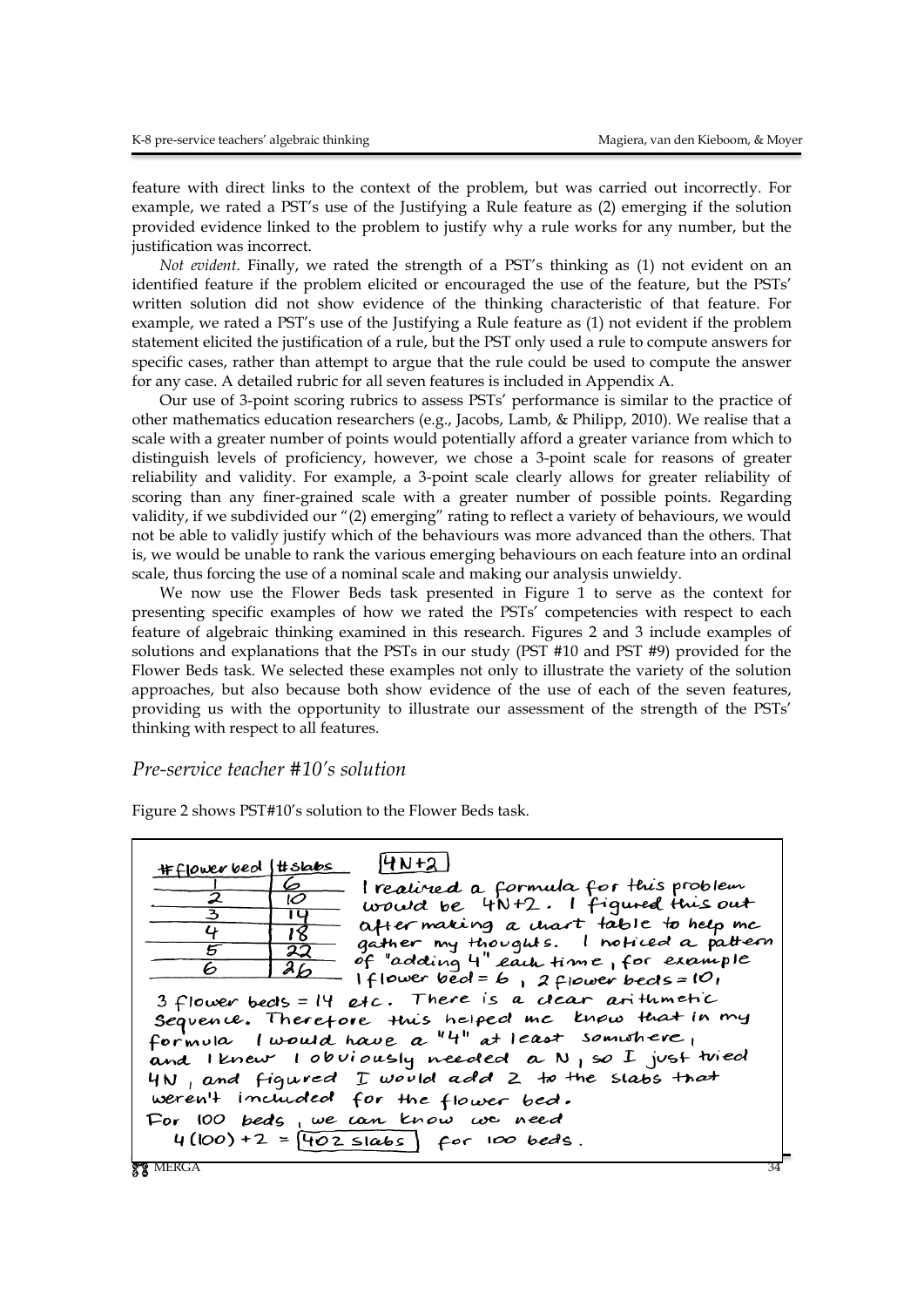feature with direct links to the context of the problem, but was carried out incorrectly. For example, we rated a PST's use of the Justifying a Rule feature as (2) emerging if the solution provided evidence linked to the problem to justify why a rule works for any number, but the justification was incorrect.

*Not evident.* Finally, we rated the strength of a PST's thinking as (1) not evident on an identified feature if the problem elicited or encouraged the use of the feature, but the PSTs' written solution did not show evidence of the thinking characteristic of that feature. For example, we rated a PST's use of the Justifying a Rule feature as (1) not evident if the problem statement elicited the justification of a rule, but the PST only used a rule to compute answers for specific cases, rather than attempt to argue that the rule could be used to compute the answer for any case. A detailed rubric for all seven features is included in Appendix A.

Our use of 3-point scoring rubrics to assess PSTs' performance is similar to the practice of other mathematics education researchers (e.g., Jacobs, Lamb, & Philipp, 2010). We realise that a scale with a greater number of points would potentially afford a greater variance from which to distinguish levels of proficiency, however, we chose a 3-point scale for reasons of greater reliability and validity. For example, a 3-point scale clearly allows for greater reliability of scoring than any finer-grained scale with a greater number of possible points. Regarding validity, if we subdivided our "(2) emerging" rating to reflect a variety of behaviours, we would not be able to validly justify which of the behaviours was more advanced than the others. That is, we would be unable to rank the various emerging behaviours on each feature into an ordinal scale, thus forcing the use of a nominal scale and making our analysis unwieldy.

We now use the Flower Beds task presented in Figure 1 to serve as the context for presenting specific examples of how we rated the PSTs' competencies with respect to each feature of algebraic thinking examined in this research. Figures 2 and 3 include examples of solutions and explanations that the PSTs in our study (PST #10 and PST #9) provided for the Flower Beds task. We selected these examples not only to illustrate the variety of the solution approaches, but also because both show evidence of the use of each of the seven features, providing us with the opportunity to illustrate our assessment of the strength of the PSTs' thinking with respect to all features.

## *Pre-service teacher #10's solution*

Figure 2 shows PST#10's solution to the Flower Beds task.

| # flower bed | # slabs |
|---|---|
| 1 | 6 |
| 2 | 10 |
| 3 | 14 |
| 4 | 18 |
| 5 | 22 |
| 6 | 26 |

$4N+2$

I realized a formula for this problem would be $4N+2$. I figured this out after making a chart table to help me gather my thoughts. I noticed a pattern of "adding 4" each time, for example 1 flower bed = 6, 2 flower beds = 10, 3 flower beds = 14 etc. There is a clear arithmetic sequence. Therefore this helped me know that in my formula I would have a "4" at least somewhere, and I knew I obviously needed a N, so I just tried $4N$, and figured I would add 2 to the slabs that weren't included for the flower bed.

For 100 beds, we can know we need $4(100)+2 =$ 402 slabs for 100 beds.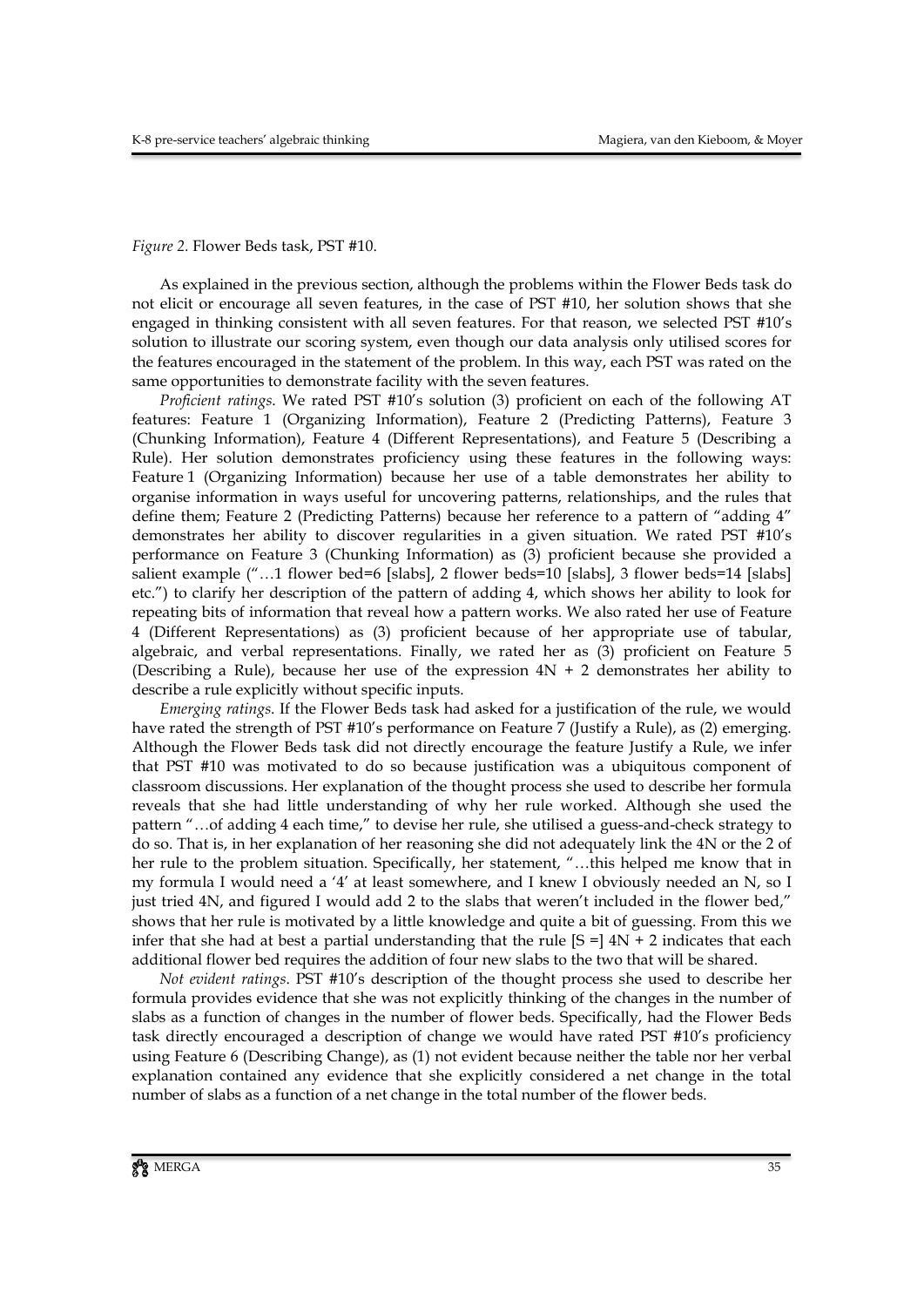*Figure 2.* Flower Beds task, PST #10.

As explained in the previous section, although the problems within the Flower Beds task do not elicit or encourage all seven features, in the case of PST #10, her solution shows that she engaged in thinking consistent with all seven features. For that reason, we selected PST #10's solution to illustrate our scoring system, even though our data analysis only utilised scores for the features encouraged in the statement of the problem. In this way, each PST was rated on the same opportunities to demonstrate facility with the seven features.

*Proficient ratings.* We rated PST #10's solution (3) proficient on each of the following AT features: Feature 1 (Organizing Information), Feature 2 (Predicting Patterns), Feature 3 (Chunking Information), Feature 4 (Different Representations), and Feature 5 (Describing a Rule). Her solution demonstrates proficiency using these features in the following ways: Feature 1 (Organizing Information) because her use of a table demonstrates her ability to organise information in ways useful for uncovering patterns, relationships, and the rules that define them; Feature 2 (Predicting Patterns) because her reference to a pattern of "adding 4" demonstrates her ability to discover regularities in a given situation. We rated PST #10's performance on Feature 3 (Chunking Information) as (3) proficient because she provided a salient example ("…1 flower bed=6 [slabs], 2 flower beds=10 [slabs], 3 flower beds=14 [slabs] etc.") to clarify her description of the pattern of adding 4, which shows her ability to look for repeating bits of information that reveal how a pattern works. We also rated her use of Feature 4 (Different Representations) as (3) proficient because of her appropriate use of tabular, algebraic, and verbal representations. Finally, we rated her as (3) proficient on Feature 5 (Describing a Rule), because her use of the expression $4N + 2$ demonstrates her ability to describe a rule explicitly without specific inputs.

*Emerging ratings.* If the Flower Beds task had asked for a justification of the rule, we would have rated the strength of PST #10's performance on Feature 7 (Justify a Rule), as (2) emerging. Although the Flower Beds task did not directly encourage the feature Justify a Rule, we infer that PST #10 was motivated to do so because justification was a ubiquitous component of classroom discussions. Her explanation of the thought process she used to describe her formula reveals that she had little understanding of why her rule worked. Although she used the pattern "…of adding 4 each time," to devise her rule, she utilised a guess-and-check strategy to do so. That is, in her explanation of her reasoning she did not adequately link the 4N or the 2 of her rule to the problem situation. Specifically, her statement, "…this helped me know that in my formula I would need a '4' at least somewhere, and I knew I obviously needed an N, so I just tried 4N, and figured I would add 2 to the slabs that weren't included in the flower bed," shows that her rule is motivated by a little knowledge and quite a bit of guessing. From this we infer that she had at best a partial understanding that the rule [S =] $4N + 2$ indicates that each additional flower bed requires the addition of four new slabs to the two that will be shared.

*Not evident ratings.* PST #10's description of the thought process she used to describe her formula provides evidence that she was not explicitly thinking of the changes in the number of slabs as a function of changes in the number of flower beds. Specifically, had the Flower Beds task directly encouraged a description of change we would have rated PST #10's proficiency using Feature 6 (Describing Change), as (1) not evident because neither the table nor her verbal explanation contained any evidence that she explicitly considered a net change in the total number of slabs as a function of a net change in the total number of the flower beds.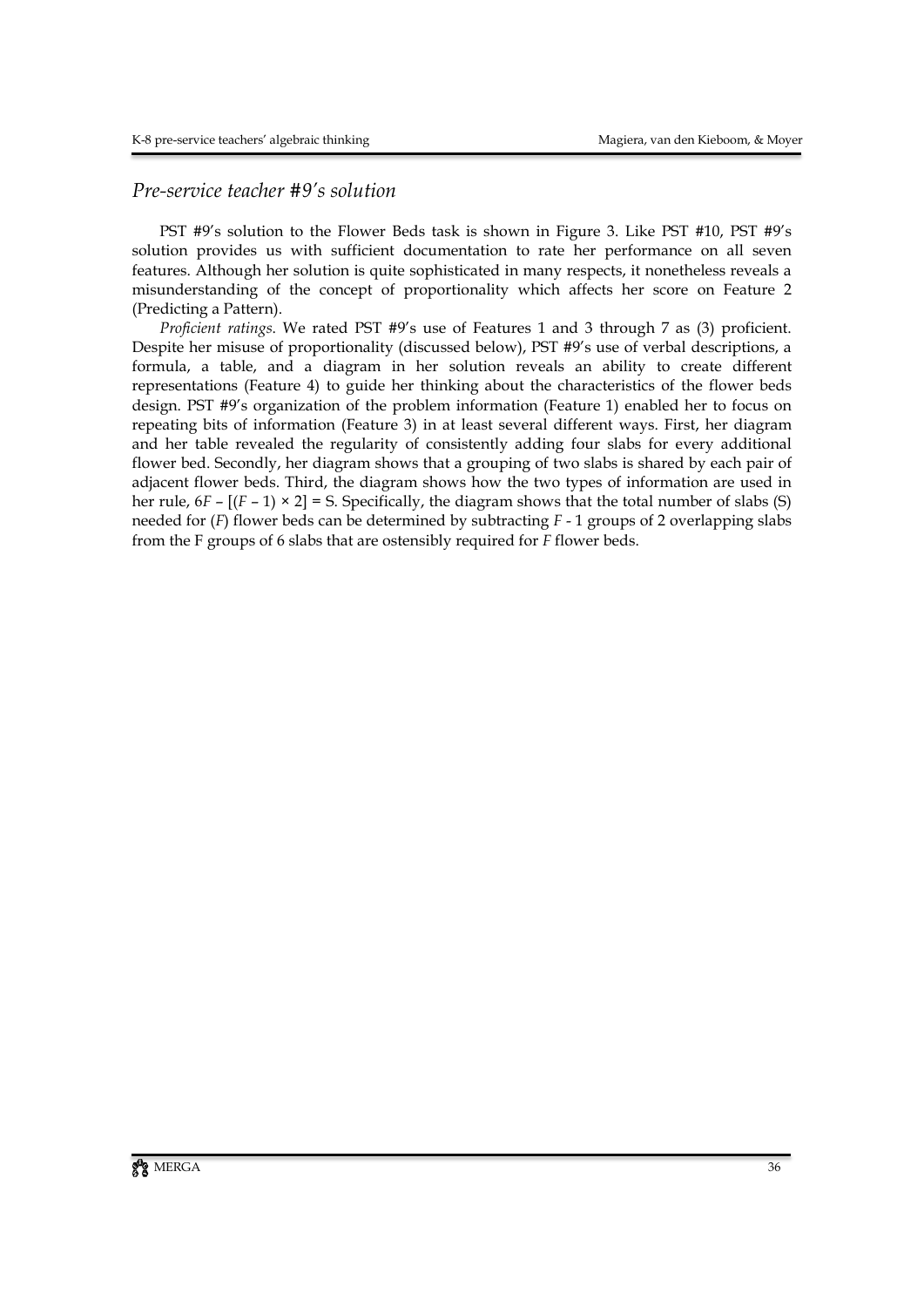## *Pre-service teacher #9's solution*

PST #9's solution to the Flower Beds task is shown in Figure 3. Like PST #10, PST #9's solution provides us with sufficient documentation to rate her performance on all seven features. Although her solution is quite sophisticated in many respects, it nonetheless reveals a misunderstanding of the concept of proportionality which affects her score on Feature 2 (Predicting a Pattern).

*Proficient ratings*. We rated PST #9's use of Features 1 and 3 through 7 as (3) proficient. Despite her misuse of proportionality (discussed below), PST #9's use of verbal descriptions, a formula, a table, and a diagram in her solution reveals an ability to create different representations (Feature 4) to guide her thinking about the characteristics of the flower beds design. PST #9's organization of the problem information (Feature 1) enabled her to focus on repeating bits of information (Feature 3) in at least several different ways. First, her diagram and her table revealed the regularity of consistently adding four slabs for every additional flower bed. Secondly, her diagram shows that a grouping of two slabs is shared by each pair of adjacent flower beds. Third, the diagram shows how the two types of information are used in her rule, $6F - [(F - 1) \times 2] = S$. Specifically, the diagram shows that the total number of slabs (S) needed for ($F$) flower beds can be determined by subtracting $F - 1$ groups of 2 overlapping slabs from the F groups of 6 slabs that are ostensibly required for $F$ flower beds.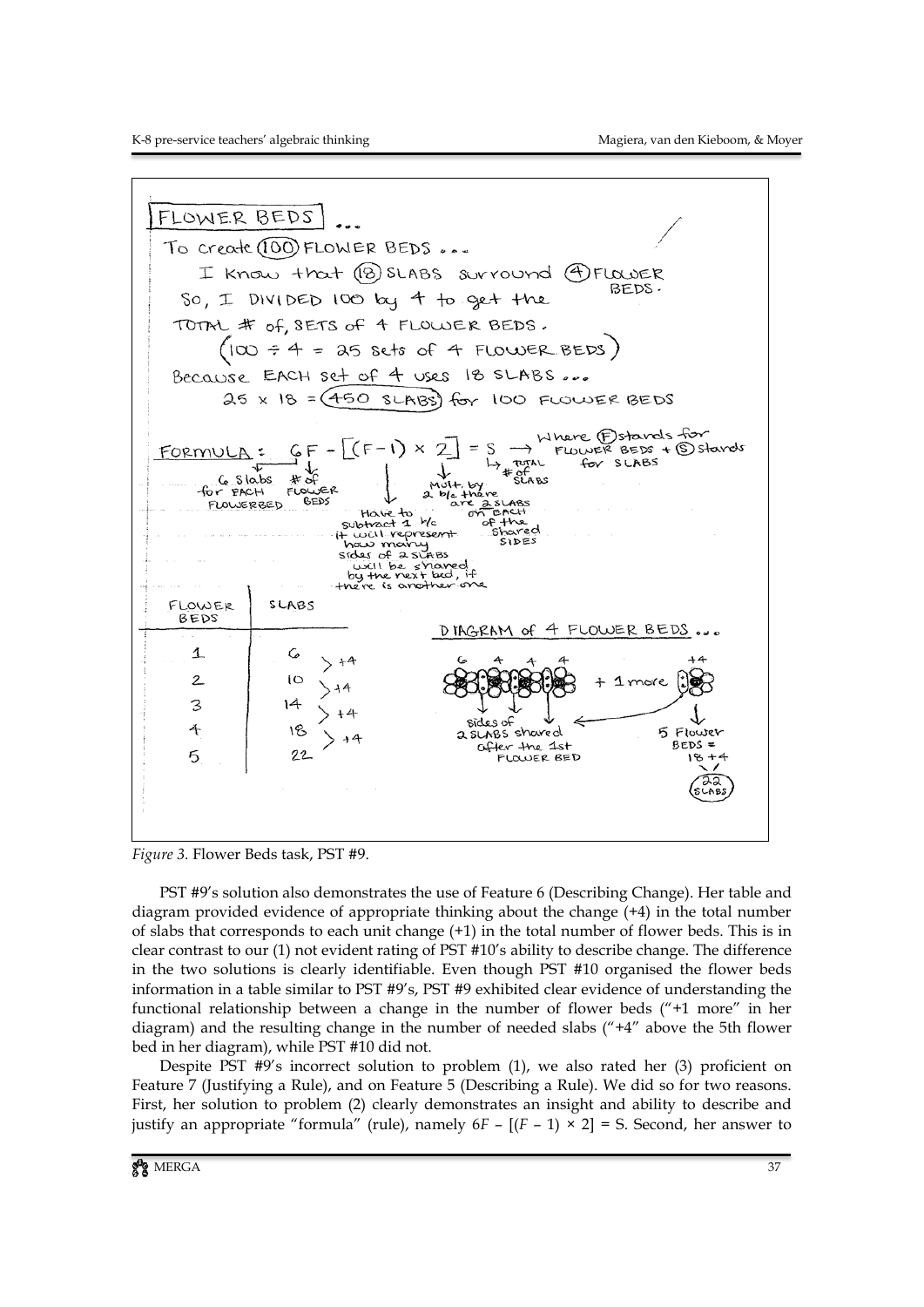FLOWER BEDS ...

To create (100) FLOWER BEDS ...

I know that (18) SLABS surround (4) FLOWER BEDS.

So, I DIVIDED 100 by 4 to get the TOTAL # of SETS of 4 FLOWER BEDS.

(100 ÷ 4 = 25 sets of 4 FLOWER BEDS)

Because EACH set of 4 uses 18 SLABS ...

25 × 18 = (450 SLABS) for 100 FLOWER BEDS

FORMULA: $6F - [(F-1) \times 2] = S$ → Where (F) stands for FLOWER BEDS + (S) stands for SLABS

- 6 slabs for EACH FLOWERBED
- # of FLOWER BEDS
- Have to subtract 1 b/c it will represent how many sides of 2 SLABS will be shared by the next bed, if there is another one
- Mult. by 2 b/c there are 2 SLABS on EACH of the shared SIDES
- → TOTAL # of SLABS

| FLOWER BEDS | SLABS |
|---|---|
| 1 | 6 |
| 2 | 10 |
| 3 | 14 |
| 4 | 18 |
| 5 | 22 |

(+4 between each successive row)

DIAGRAM of 4 FLOWER BEDS ...

6 4 4 4 + 1 more (+4)

Sides of 2 SLABS shared after the 1st FLOWER BED

5 Flower BEDS = 18 + 4 = (22 SLABS)

*Figure 3.* Flower Beds task, PST #9.

PST #9's solution also demonstrates the use of Feature 6 (Describing Change). Her table and diagram provided evidence of appropriate thinking about the change (+4) in the total number of slabs that corresponds to each unit change (+1) in the total number of flower beds. This is in clear contrast to our (1) not evident rating of PST #10's ability to describe change. The difference in the two solutions is clearly identifiable. Even though PST #10 organised the flower beds information in a table similar to PST #9's, PST #9 exhibited clear evidence of understanding the functional relationship between a change in the number of flower beds ("+1 more" in her diagram) and the resulting change in the number of needed slabs ("+4" above the 5th flower bed in her diagram), while PST #10 did not.

Despite PST #9's incorrect solution to problem (1), we also rated her (3) proficient on Feature 7 (Justifying a Rule), and on Feature 5 (Describing a Rule). We did so for two reasons. First, her solution to problem (2) clearly demonstrates an insight and ability to describe and justify an appropriate "formula" (rule), namely $6F - [(F - 1) \times 2] = S$. Second, her answer to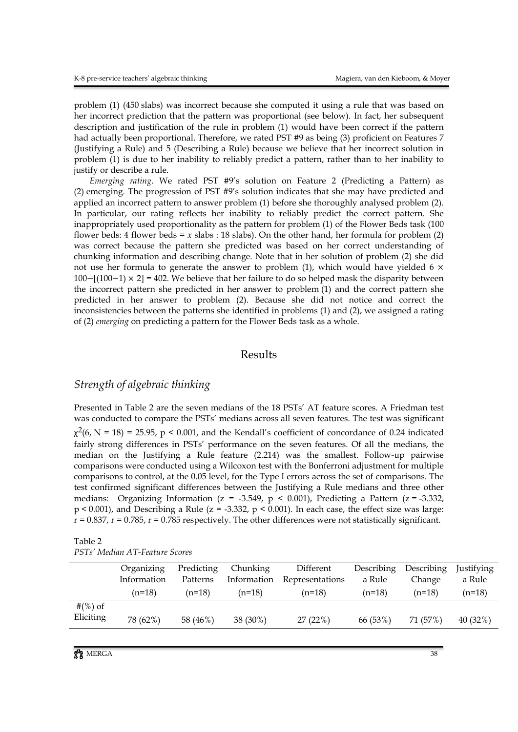problem (1) (450 slabs) was incorrect because she computed it using a rule that was based on her incorrect prediction that the pattern was proportional (see below). In fact, her subsequent description and justification of the rule in problem (1) would have been correct if the pattern had actually been proportional. Therefore, we rated PST #9 as being (3) proficient on Features 7 (Justifying a Rule) and 5 (Describing a Rule) because we believe that her incorrect solution in problem (1) is due to her inability to reliably predict a pattern, rather than to her inability to justify or describe a rule.

*Emerging rating*. We rated PST #9's solution on Feature 2 (Predicting a Pattern) as (2) emerging. The progression of PST #9's solution indicates that she may have predicted and applied an incorrect pattern to answer problem (1) before she thoroughly analysed problem (2). In particular, our rating reflects her inability to reliably predict the correct pattern. She inappropriately used proportionality as the pattern for problem (1) of the Flower Beds task (100 flower beds: 4 flower beds = $x$ slabs : 18 slabs). On the other hand, her formula for problem (2) was correct because the pattern she predicted was based on her correct understanding of chunking information and describing change. Note that in her solution of problem (2) she did not use her formula to generate the answer to problem (1), which would have yielded $6 \times 100-[(100-1) \times 2] = 402$. We believe that her failure to do so helped mask the disparity between the incorrect pattern she predicted in her answer to problem (1) and the correct pattern she predicted in her answer to problem (2). Because she did not notice and correct the inconsistencies between the patterns she identified in problems (1) and (2), we assigned a rating of (2) *emerging* on predicting a pattern for the Flower Beds task as a whole.

## Results

### *Strength of algebraic thinking*

Presented in Table 2 are the seven medians of the 18 PSTs' AT feature scores. A Friedman test was conducted to compare the PSTs' medians across all seven features. The test was significant $\chi^2(6, N = 18) = 25.95$, $p < 0.001$, and the Kendall's coefficient of concordance of 0.24 indicated fairly strong differences in PSTs' performance on the seven features. Of all the medians, the median on the Justifying a Rule feature (2.214) was the smallest. Follow-up pairwise comparisons were conducted using a Wilcoxon test with the Bonferroni adjustment for multiple comparisons to control, at the 0.05 level, for the Type I errors across the set of comparisons. The test confirmed significant differences between the Justifying a Rule medians and three other medians: Organizing Information ($z = -3.549$, $p < 0.001$), Predicting a Pattern ($z = -3.332$, $p < 0.001$), and Describing a Rule ($z = -3.332$, $p < 0.001$). In each case, the effect size was large: $r = 0.837$, $r = 0.785$, $r = 0.785$ respectively. The other differences were not statistically significant.

Table 2
*PSTs' Median AT-Feature Scores*

| | Organizing Information (n=18) | Predicting Patterns (n=18) | Chunking Information (n=18) | Different Representations (n=18) | Describing a Rule (n=18) | Describing Change (n=18) | Justifying a Rule (n=18) |
|---|---|---|---|---|---|---|---|
| #(%) of Eliciting | 78 (62%) | 58 (46%) | 38 (30%) | 27 (22%) | 66 (53%) | 71 (57%) | 40 (32%) |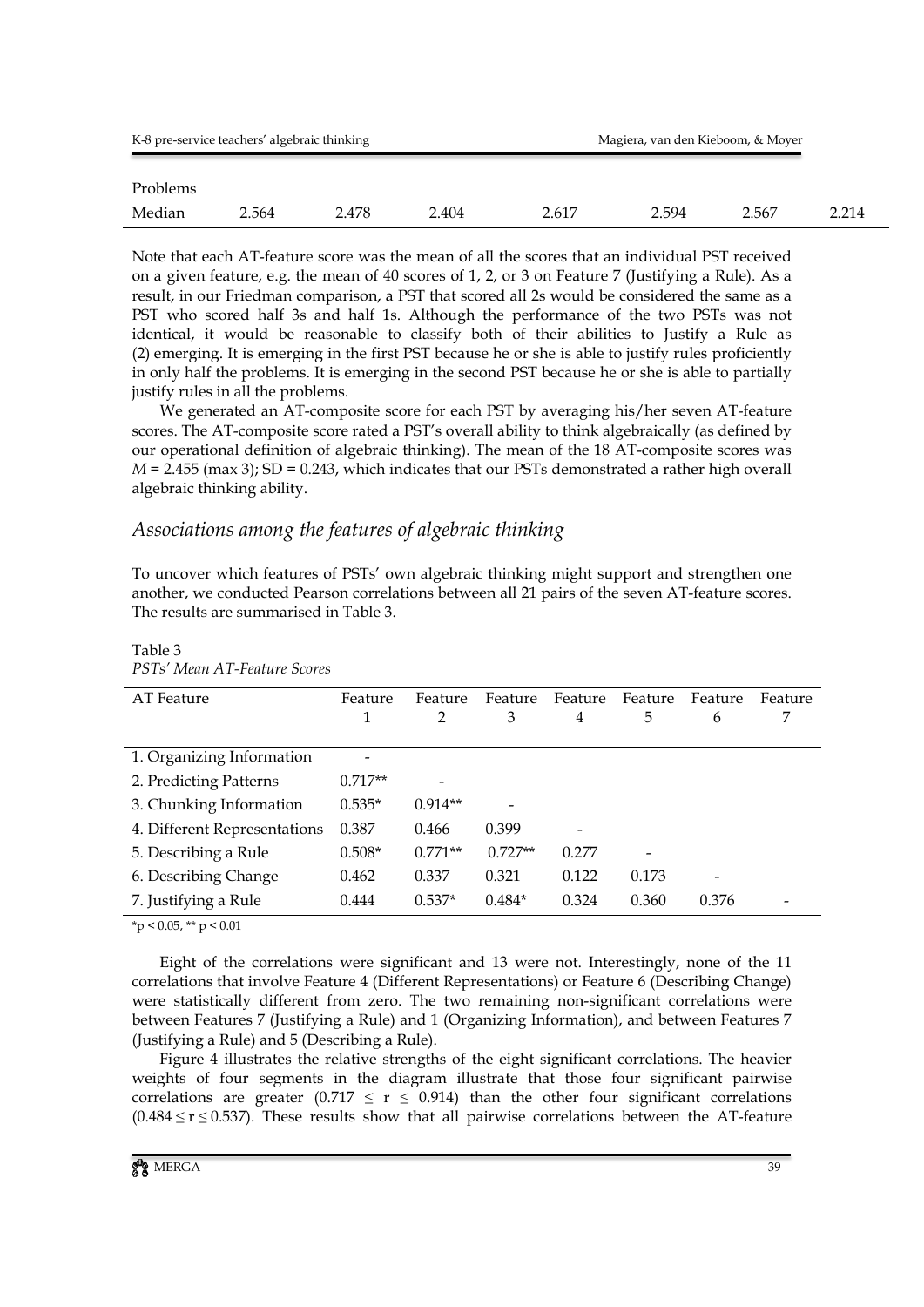| Problems | | | | | | | |
|---|---|---|---|---|---|---|---|
| Median | 2.564 | 2.478 | 2.404 | 2.617 | 2.594 | 2.567 | 2.214 |

Note that each AT-feature score was the mean of all the scores that an individual PST received on a given feature, e.g. the mean of 40 scores of 1, 2, or 3 on Feature 7 (Justifying a Rule). As a result, in our Friedman comparison, a PST that scored all 2s would be considered the same as a PST who scored half 3s and half 1s. Although the performance of the two PSTs was not identical, it would be reasonable to classify both of their abilities to Justify a Rule as (2) emerging. It is emerging in the first PST because he or she is able to justify rules proficiently in only half the problems. It is emerging in the second PST because he or she is able to partially justify rules in all the problems.

We generated an AT-composite score for each PST by averaging his/her seven AT-feature scores. The AT-composite score rated a PST's overall ability to think algebraically (as defined by our operational definition of algebraic thinking). The mean of the 18 AT-composite scores was $M = 2.455$ (max 3); SD = 0.243, which indicates that our PSTs demonstrated a rather high overall algebraic thinking ability.

## *Associations among the features of algebraic thinking*

To uncover which features of PSTs' own algebraic thinking might support and strengthen one another, we conducted Pearson correlations between all 21 pairs of the seven AT-feature scores. The results are summarised in Table 3.

Table 3
*PSTs' Mean AT-Feature Scores*

| AT Feature | Feature 1 | Feature 2 | Feature 3 | Feature 4 | Feature 5 | Feature 6 | Feature 7 |
|---|---|---|---|---|---|---|---|
| 1. Organizing Information | - | | | | | | |
| 2. Predicting Patterns | 0.717** | - | | | | | |
| 3. Chunking Information | 0.535* | 0.914** | - | | | | |
| 4. Different Representations | 0.387 | 0.466 | 0.399 | - | | | |
| 5. Describing a Rule | 0.508* | 0.771** | 0.727** | 0.277 | - | | |
| 6. Describing Change | 0.462 | 0.337 | 0.321 | 0.122 | 0.173 | - | |
| 7. Justifying a Rule | 0.444 | 0.537* | 0.484* | 0.324 | 0.360 | 0.376 | - |

*$p < 0.05$, ** $p < 0.01$

Eight of the correlations were significant and 13 were not. Interestingly, none of the 11 correlations that involve Feature 4 (Different Representations) or Feature 6 (Describing Change) were statistically different from zero. The two remaining non-significant correlations were between Features 7 (Justifying a Rule) and 1 (Organizing Information), and between Features 7 (Justifying a Rule) and 5 (Describing a Rule).

Figure 4 illustrates the relative strengths of the eight significant correlations. The heavier weights of four segments in the diagram illustrate that those four significant pairwise correlations are greater ($0.717 \leq r \leq 0.914$) than the other four significant correlations ($0.484 \leq r \leq 0.537$). These results show that all pairwise correlations between the AT-feature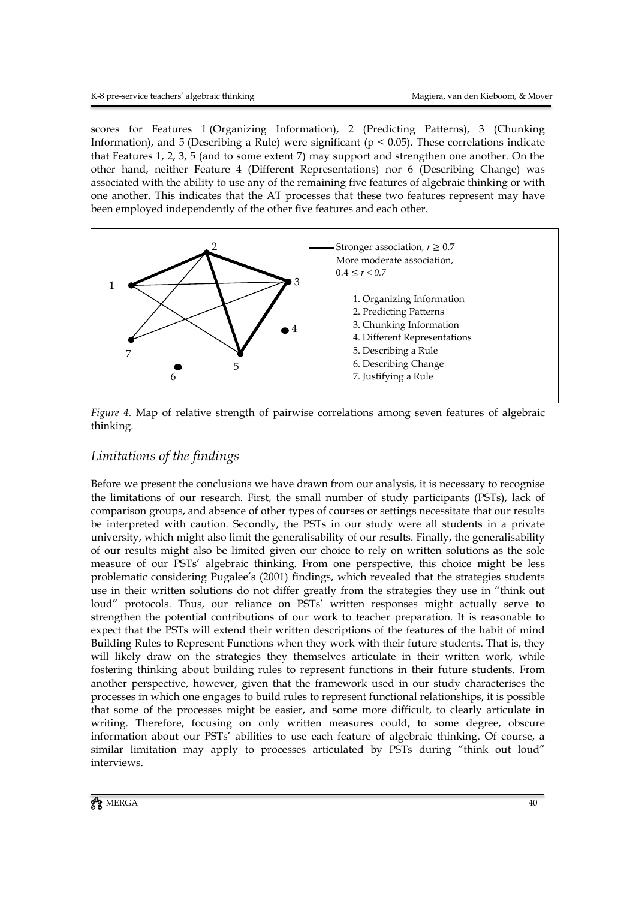scores for Features 1 (Organizing Information), 2 (Predicting Patterns), 3 (Chunking Information), and 5 (Describing a Rule) were significant ($p < 0.05$). These correlations indicate that Features 1, 2, 3, 5 (and to some extent 7) may support and strengthen one another. On the other hand, neither Feature 4 (Different Representations) nor 6 (Describing Change) was associated with the ability to use any of the remaining five features of algebraic thinking or with one another. This indicates that the AT processes that these two features represent may have been employed independently of the other five features and each other.

*Figure 4.* Map of relative strength of pairwise correlations among seven features of algebraic thinking.

## *Limitations of the findings*

Before we present the conclusions we have drawn from our analysis, it is necessary to recognise the limitations of our research. First, the small number of study participants (PSTs), lack of comparison groups, and absence of other types of courses or settings necessitate that our results be interpreted with caution. Secondly, the PSTs in our study were all students in a private university, which might also limit the generalisability of our results. Finally, the generalisability of our results might also be limited given our choice to rely on written solutions as the sole measure of our PSTs' algebraic thinking. From one perspective, this choice might be less problematic considering Pugalee's (2001) findings, which revealed that the strategies students use in their written solutions do not differ greatly from the strategies they use in "think out loud" protocols. Thus, our reliance on PSTs' written responses might actually serve to strengthen the potential contributions of our work to teacher preparation. It is reasonable to expect that the PSTs will extend their written descriptions of the features of the habit of mind Building Rules to Represent Functions when they work with their future students. That is, they will likely draw on the strategies they themselves articulate in their written work, while fostering thinking about building rules to represent functions in their future students. From another perspective, however, given that the framework used in our study characterises the processes in which one engages to build rules to represent functional relationships, it is possible that some of the processes might be easier, and some more difficult, to clearly articulate in writing. Therefore, focusing on only written measures could, to some degree, obscure information about our PSTs' abilities to use each feature of algebraic thinking. Of course, a similar limitation may apply to processes articulated by PSTs during "think out loud" interviews.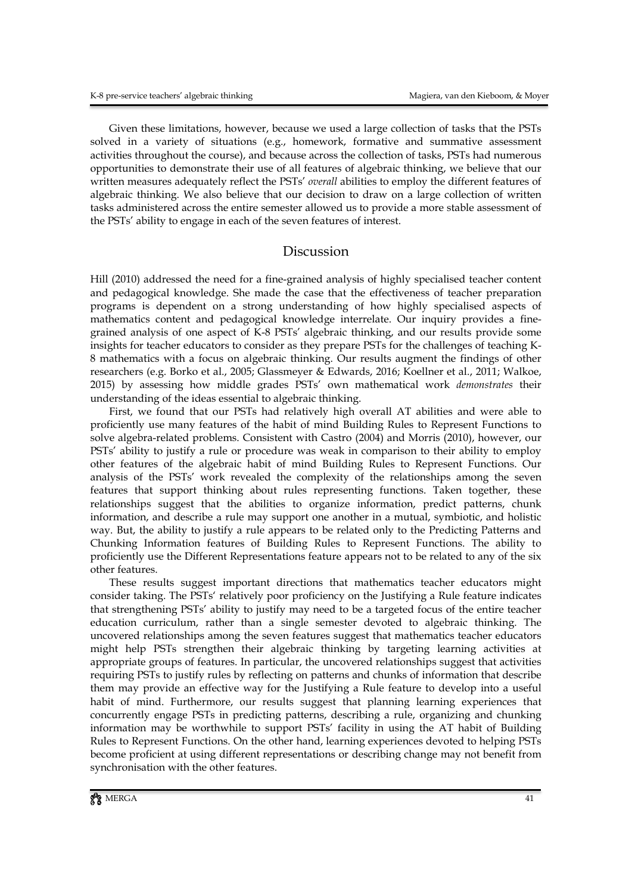Given these limitations, however, because we used a large collection of tasks that the PSTs solved in a variety of situations (e.g., homework, formative and summative assessment activities throughout the course), and because across the collection of tasks, PSTs had numerous opportunities to demonstrate their use of all features of algebraic thinking, we believe that our written measures adequately reflect the PSTs' *overall* abilities to employ the different features of algebraic thinking. We also believe that our decision to draw on a large collection of written tasks administered across the entire semester allowed us to provide a more stable assessment of the PSTs' ability to engage in each of the seven features of interest.

## Discussion

Hill (2010) addressed the need for a fine-grained analysis of highly specialised teacher content and pedagogical knowledge. She made the case that the effectiveness of teacher preparation programs is dependent on a strong understanding of how highly specialised aspects of mathematics content and pedagogical knowledge interrelate. Our inquiry provides a fine-grained analysis of one aspect of K-8 PSTs' algebraic thinking, and our results provide some insights for teacher educators to consider as they prepare PSTs for the challenges of teaching K-8 mathematics with a focus on algebraic thinking. Our results augment the findings of other researchers (e.g. Borko et al., 2005; Glassmeyer & Edwards, 2016; Koellner et al., 2011; Walkoe, 2015) by assessing how middle grades PSTs' own mathematical work *demonstrates* their understanding of the ideas essential to algebraic thinking.

First, we found that our PSTs had relatively high overall AT abilities and were able to proficiently use many features of the habit of mind Building Rules to Represent Functions to solve algebra-related problems. Consistent with Castro (2004) and Morris (2010), however, our PSTs' ability to justify a rule or procedure was weak in comparison to their ability to employ other features of the algebraic habit of mind Building Rules to Represent Functions. Our analysis of the PSTs' work revealed the complexity of the relationships among the seven features that support thinking about rules representing functions. Taken together, these relationships suggest that the abilities to organize information, predict patterns, chunk information, and describe a rule may support one another in a mutual, symbiotic, and holistic way. But, the ability to justify a rule appears to be related only to the Predicting Patterns and Chunking Information features of Building Rules to Represent Functions. The ability to proficiently use the Different Representations feature appears not to be related to any of the six other features.

These results suggest important directions that mathematics teacher educators might consider taking. The PSTs' relatively poor proficiency on the Justifying a Rule feature indicates that strengthening PSTs' ability to justify may need to be a targeted focus of the entire teacher education curriculum, rather than a single semester devoted to algebraic thinking. The uncovered relationships among the seven features suggest that mathematics teacher educators might help PSTs strengthen their algebraic thinking by targeting learning activities at appropriate groups of features. In particular, the uncovered relationships suggest that activities requiring PSTs to justify rules by reflecting on patterns and chunks of information that describe them may provide an effective way for the Justifying a Rule feature to develop into a useful habit of mind. Furthermore, our results suggest that planning learning experiences that concurrently engage PSTs in predicting patterns, describing a rule, organizing and chunking information may be worthwhile to support PSTs' facility in using the AT habit of Building Rules to Represent Functions. On the other hand, learning experiences devoted to helping PSTs become proficient at using different representations or describing change may not benefit from synchronisation with the other features.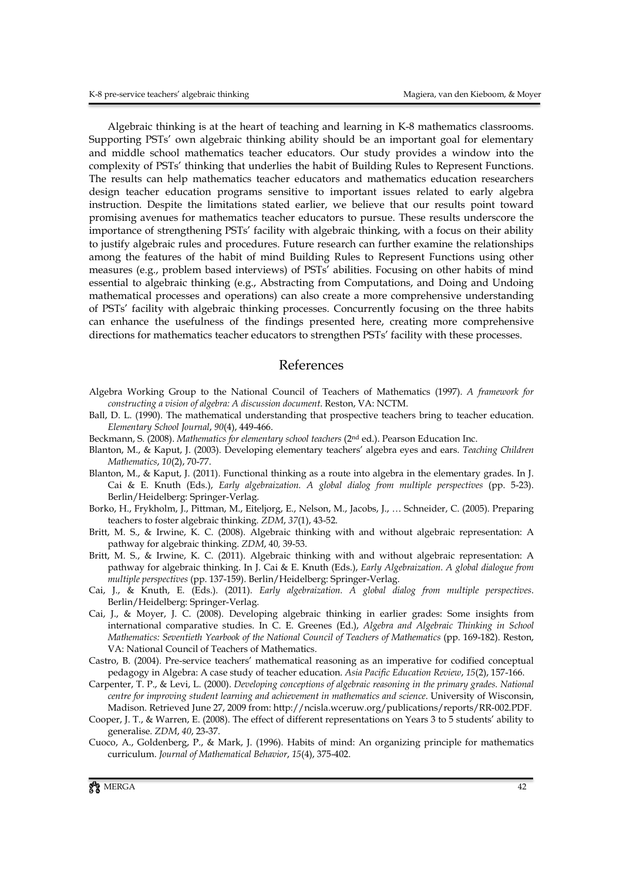Algebraic thinking is at the heart of teaching and learning in K-8 mathematics classrooms. Supporting PSTs' own algebraic thinking ability should be an important goal for elementary and middle school mathematics teacher educators. Our study provides a window into the complexity of PSTs' thinking that underlies the habit of Building Rules to Represent Functions. The results can help mathematics teacher educators and mathematics education researchers design teacher education programs sensitive to important issues related to early algebra instruction. Despite the limitations stated earlier, we believe that our results point toward promising avenues for mathematics teacher educators to pursue. These results underscore the importance of strengthening PSTs' facility with algebraic thinking, with a focus on their ability to justify algebraic rules and procedures. Future research can further examine the relationships among the features of the habit of mind Building Rules to Represent Functions using other measures (e.g., problem based interviews) of PSTs' abilities. Focusing on other habits of mind essential to algebraic thinking (e.g., Abstracting from Computations, and Doing and Undoing mathematical processes and operations) can also create a more comprehensive understanding of PSTs' facility with algebraic thinking processes. Concurrently focusing on the three habits can enhance the usefulness of the findings presented here, creating more comprehensive directions for mathematics teacher educators to strengthen PSTs' facility with these processes.

## References

Algebra Working Group to the National Council of Teachers of Mathematics (1997). *A framework for constructing a vision of algebra: A discussion document*. Reston, VA: NCTM.

Ball, D. L. (1990). The mathematical understanding that prospective teachers bring to teacher education. *Elementary School Journal*, *90*(4), 449-466.

Beckmann, S. (2008). *Mathematics for elementary school teachers* (2nd ed.). Pearson Education Inc.

Blanton, M., & Kaput, J. (2003). Developing elementary teachers' algebra eyes and ears. *Teaching Children Mathematics*, *10*(2), 70-77.

Blanton, M., & Kaput, J. (2011). Functional thinking as a route into algebra in the elementary grades. In J. Cai & E. Knuth (Eds.), *Early algebraization. A global dialog from multiple perspectives* (pp. 5-23). Berlin/Heidelberg: Springer-Verlag.

Borko, H., Frykholm, J., Pittman, M., Eiteljorg, E., Nelson, M., Jacobs, J., … Schneider, C. (2005). Preparing teachers to foster algebraic thinking. *ZDM*, *37*(1), 43-52.

Britt, M. S., & Irwine, K. C. (2008). Algebraic thinking with and without algebraic representation: A pathway for algebraic thinking. *ZDM*, *40*, 39-53.

Britt, M. S., & Irwine, K. C. (2011). Algebraic thinking with and without algebraic representation: A pathway for algebraic thinking. In J. Cai & E. Knuth (Eds.), *Early Algebraization. A global dialogue from multiple perspectives* (pp. 137-159). Berlin/Heidelberg: Springer-Verlag.

Cai, J., & Knuth, E. (Eds.). (2011). *Early algebraization. A global dialog from multiple perspectives*. Berlin/Heidelberg: Springer-Verlag.

Cai, J., & Moyer, J. C. (2008). Developing algebraic thinking in earlier grades: Some insights from international comparative studies. In C. E. Greenes (Ed.), *Algebra and Algebraic Thinking in School Mathematics: Seventieth Yearbook of the National Council of Teachers of Mathematics* (pp. 169-182). Reston, VA: National Council of Teachers of Mathematics.

Castro, B. (2004). Pre-service teachers' mathematical reasoning as an imperative for codified conceptual pedagogy in Algebra: A case study of teacher education. *Asia Pacific Education Review*, *15*(2), 157-166.

Carpenter, T. P., & Levi, L. (2000). *Developing conceptions of algebraic reasoning in the primary grades. National centre for improving student learning and achievement in mathematics and science*. University of Wisconsin, Madison. Retrieved June 27, 2009 from: http://ncisla.wceruw.org/publications/reports/RR-002.PDF.

Cooper, J. T., & Warren, E. (2008). The effect of different representations on Years 3 to 5 students' ability to generalise. *ZDM*, *40*, 23-37.

Cuoco, A., Goldenberg, P., & Mark, J. (1996). Habits of mind: An organizing principle for mathematics curriculum. *Journal of Mathematical Behavior*, *15*(4), 375-402.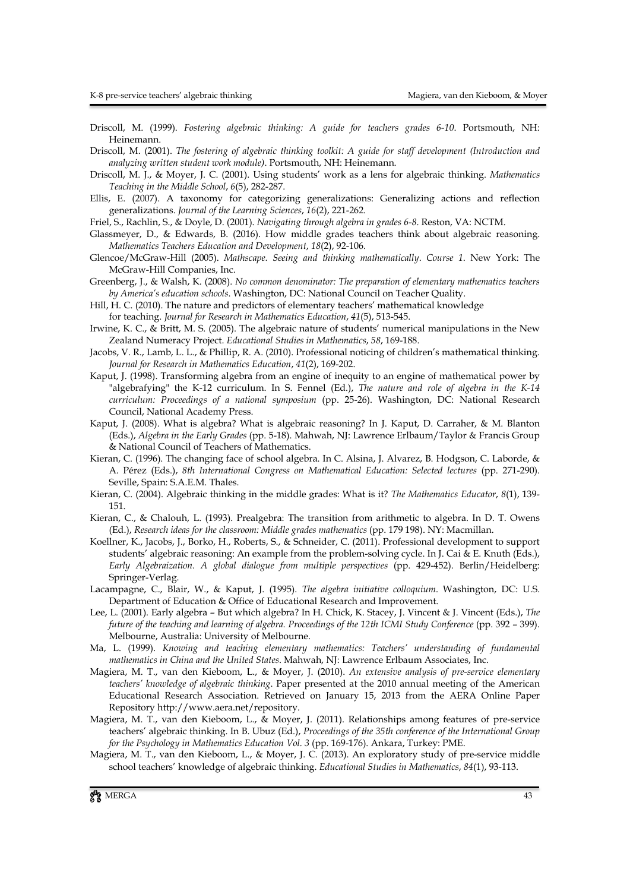Driscoll, M. (1999). *Fostering algebraic thinking: A guide for teachers grades 6-10*. Portsmouth, NH: Heinemann.

Driscoll, M. (2001). *The fostering of algebraic thinking toolkit: A guide for staff development (Introduction and analyzing written student work module)*. Portsmouth, NH: Heinemann.

Driscoll, M. J., & Moyer, J. C. (2001). Using students' work as a lens for algebraic thinking. *Mathematics Teaching in the Middle School*, *6*(5), 282-287.

Ellis, E. (2007). A taxonomy for categorizing generalizations: Generalizing actions and reflection generalizations. *Journal of the Learning Sciences*, *16*(2), 221-262.

Friel, S., Rachlin, S., & Doyle, D. (2001). *Navigating through algebra in grades 6-8*. Reston, VA: NCTM.

Glassmeyer, D., & Edwards, B. (2016). How middle grades teachers think about algebraic reasoning. *Mathematics Teachers Education and Development*, *18*(2), 92-106.

Glencoe/McGraw-Hill (2005). *Mathscape. Seeing and thinking mathematically. Course 1*. New York: The McGraw-Hill Companies, Inc.

Greenberg, J., & Walsh, K. (2008). *No common denominator: The preparation of elementary mathematics teachers by America's education schools*. Washington, DC: National Council on Teacher Quality.

Hill, H. C. (2010). The nature and predictors of elementary teachers' mathematical knowledge for teaching. *Journal for Research in Mathematics Education*, *41*(5), 513-545.

Irwine, K. C., & Britt, M. S. (2005). The algebraic nature of students' numerical manipulations in the New Zealand Numeracy Project. *Educational Studies in Mathematics*, *58*, 169-188.

Jacobs, V. R., Lamb, L. L., & Phillip, R. A. (2010). Professional noticing of children's mathematical thinking. *Journal for Research in Mathematics Education*, *41*(2), 169-202.

Kaput, J. (1998). Transforming algebra from an engine of inequity to an engine of mathematical power by "algebrafying" the K-12 curriculum. In S. Fennel (Ed.), *The nature and role of algebra in the K-14 curriculum: Proceedings of a national symposium* (pp. 25-26). Washington, DC: National Research Council, National Academy Press.

Kaput, J. (2008). What is algebra? What is algebraic reasoning? In J. Kaput, D. Carraher, & M. Blanton (Eds.), *Algebra in the Early Grades* (pp. 5-18). Mahwah, NJ: Lawrence Erlbaum/Taylor & Francis Group & National Council of Teachers of Mathematics.

Kieran, C. (1996). The changing face of school algebra. In C. Alsina, J. Alvarez, B. Hodgson, C. Laborde, & A. Pérez (Eds.), *8th International Congress on Mathematical Education: Selected lectures* (pp. 271-290). Seville, Spain: S.A.E.M. Thales.

Kieran, C. (2004). Algebraic thinking in the middle grades: What is it? *The Mathematics Educator*, *8*(1), 139-151.

Kieran, C., & Chalouh, L. (1993). Prealgebra: The transition from arithmetic to algebra. In D. T. Owens (Ed.), *Research ideas for the classroom: Middle grades mathematics* (pp. 179 198). NY: Macmillan.

Koellner, K., Jacobs, J., Borko, H., Roberts, S., & Schneider, C. (2011). Professional development to support students' algebraic reasoning: An example from the problem-solving cycle. In J. Cai & E. Knuth (Eds.), *Early Algebraization. A global dialogue from multiple perspectives* (pp. 429-452). Berlin/Heidelberg: Springer-Verlag.

Lacampagne, C., Blair, W., & Kaput, J. (1995). *The algebra initiative colloquium*. Washington, DC: U.S. Department of Education & Office of Educational Research and Improvement.

Lee, L. (2001). Early algebra – But which algebra? In H. Chick, K. Stacey, J. Vincent & J. Vincent (Eds.), *The future of the teaching and learning of algebra. Proceedings of the 12th ICMI Study Conference* (pp. 392 – 399). Melbourne, Australia: University of Melbourne.

Ma, L. (1999). *Knowing and teaching elementary mathematics: Teachers' understanding of fundamental mathematics in China and the United States*. Mahwah, NJ: Lawrence Erlbaum Associates, Inc.

Magiera, M. T., van den Kieboom, L., & Moyer, J. (2010). *An extensive analysis of pre-service elementary teachers' knowledge of algebraic thinking*. Paper presented at the 2010 annual meeting of the American Educational Research Association. Retrieved on January 15, 2013 from the AERA Online Paper Repository http://www.aera.net/repository.

Magiera, M. T., van den Kieboom, L., & Moyer, J. (2011). Relationships among features of pre-service teachers' algebraic thinking. In B. Ubuz (Ed.), *Proceedings of the 35th conference of the International Group for the Psychology in Mathematics Education Vol. 3* (pp. 169-176). Ankara, Turkey: PME.

Magiera, M. T., van den Kieboom, L., & Moyer, J. C. (2013). An exploratory study of pre-service middle school teachers' knowledge of algebraic thinking. *Educational Studies in Mathematics*, *84*(1), 93-113.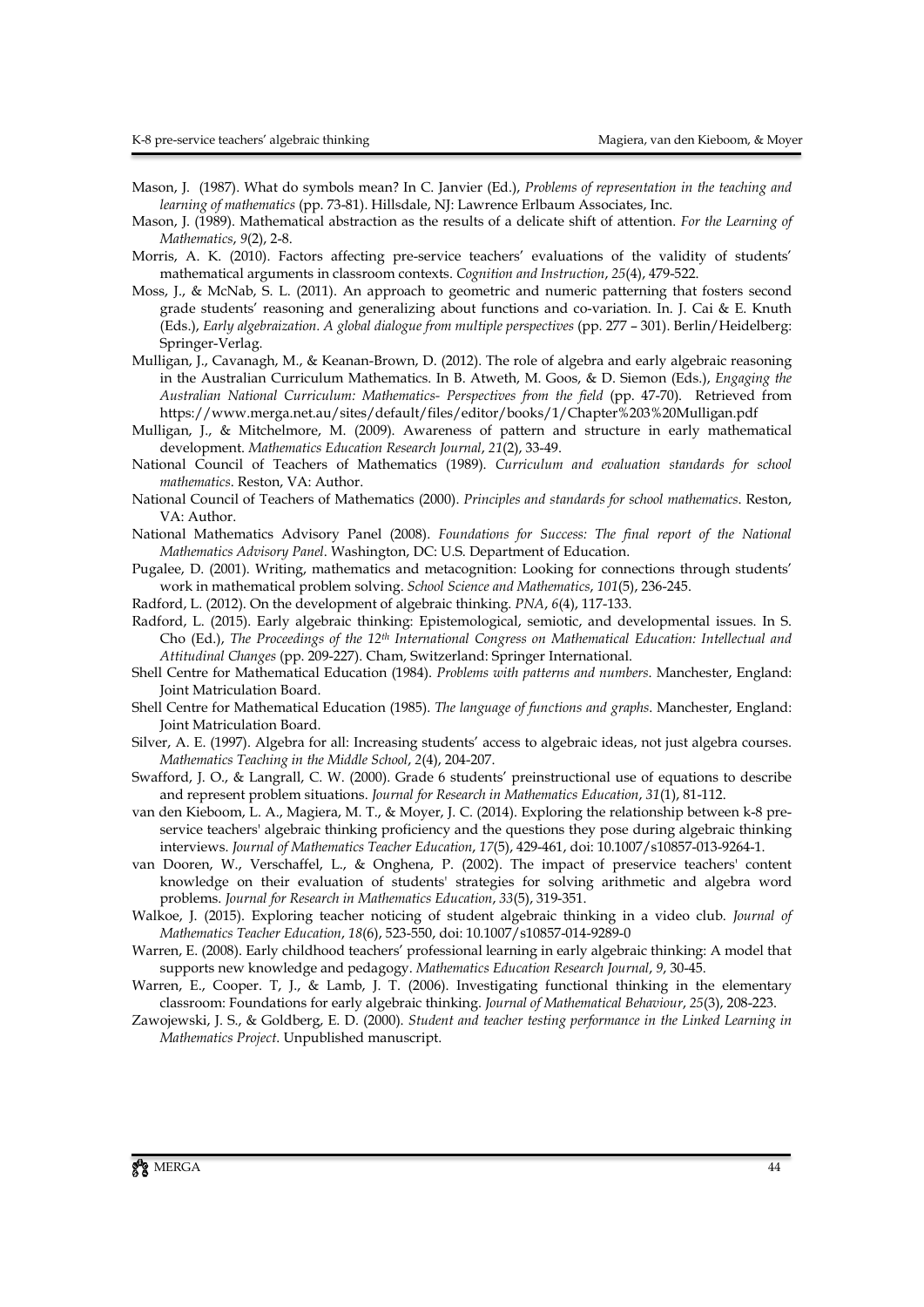Mason, J. (1987). What do symbols mean? In C. Janvier (Ed.), *Problems of representation in the teaching and learning of mathematics* (pp. 73-81). Hillsdale, NJ: Lawrence Erlbaum Associates, Inc.

Mason, J. (1989). Mathematical abstraction as the results of a delicate shift of attention. *For the Learning of Mathematics*, *9*(2), 2-8.

Morris, A. K. (2010). Factors affecting pre-service teachers' evaluations of the validity of students' mathematical arguments in classroom contexts. *Cognition and Instruction*, *25*(4), 479-522.

Moss, J., & McNab, S. L. (2011). An approach to geometric and numeric patterning that fosters second grade students' reasoning and generalizing about functions and co-variation. In. J. Cai & E. Knuth (Eds.), *Early algebraization. A global dialogue from multiple perspectives* (pp. 277 – 301). Berlin/Heidelberg: Springer-Verlag.

Mulligan, J., Cavanagh, M., & Keanan-Brown, D. (2012). The role of algebra and early algebraic reasoning in the Australian Curriculum Mathematics. In B. Atweth, M. Goos, & D. Siemon (Eds.), *Engaging the Australian National Curriculum: Mathematics- Perspectives from the field* (pp. 47-70). Retrieved from https://www.merga.net.au/sites/default/files/editor/books/1/Chapter%203%20Mulligan.pdf

Mulligan, J., & Mitchelmore, M. (2009). Awareness of pattern and structure in early mathematical development. *Mathematics Education Research Journal*, *21*(2), 33-49.

National Council of Teachers of Mathematics (1989). *Curriculum and evaluation standards for school mathematics*. Reston, VA: Author.

National Council of Teachers of Mathematics (2000). *Principles and standards for school mathematics*. Reston, VA: Author.

National Mathematics Advisory Panel (2008). *Foundations for Success: The final report of the National Mathematics Advisory Panel*. Washington, DC: U.S. Department of Education.

Pugalee, D. (2001). Writing, mathematics and metacognition: Looking for connections through students' work in mathematical problem solving. *School Science and Mathematics*, *101*(5), 236-245.

Radford, L. (2012). On the development of algebraic thinking. *PNA*, *6*(4), 117-133.

Radford, L. (2015). Early algebraic thinking: Epistemological, semiotic, and developmental issues. In S. Cho (Ed.), *The Proceedings of the 12th International Congress on Mathematical Education: Intellectual and Attitudinal Changes* (pp. 209-227). Cham, Switzerland: Springer International.

Shell Centre for Mathematical Education (1984). *Problems with patterns and numbers*. Manchester, England: Joint Matriculation Board.

Shell Centre for Mathematical Education (1985). *The language of functions and graphs*. Manchester, England: Joint Matriculation Board.

Silver, A. E. (1997). Algebra for all: Increasing students' access to algebraic ideas, not just algebra courses. *Mathematics Teaching in the Middle School*, *2*(4), 204-207.

Swafford, J. O., & Langrall, C. W. (2000). Grade 6 students' preinstructional use of equations to describe and represent problem situations. *Journal for Research in Mathematics Education*, *31*(1), 81-112.

van den Kieboom, L. A., Magiera, M. T., & Moyer, J. C. (2014). Exploring the relationship between k-8 pre-service teachers' algebraic thinking proficiency and the questions they pose during algebraic thinking interviews. *Journal of Mathematics Teacher Education*, *17*(5), 429-461, doi: 10.1007/s10857-013-9264-1.

van Dooren, W., Verschaffel, L., & Onghena, P. (2002). The impact of preservice teachers' content knowledge on their evaluation of students' strategies for solving arithmetic and algebra word problems. *Journal for Research in Mathematics Education*, *33*(5), 319-351.

Walkoe, J. (2015). Exploring teacher noticing of student algebraic thinking in a video club. *Journal of Mathematics Teacher Education*, *18*(6), 523-550, doi: 10.1007/s10857-014-9289-0

Warren, E. (2008). Early childhood teachers' professional learning in early algebraic thinking: A model that supports new knowledge and pedagogy. *Mathematics Education Research Journal*, *9*, 30-45.

Warren, E., Cooper. T, J., & Lamb, J. T. (2006). Investigating functional thinking in the elementary classroom: Foundations for early algebraic thinking. *Journal of Mathematical Behaviour*, *25*(3), 208-223.

Zawojewski, J. S., & Goldberg, E. D. (2000). *Student and teacher testing performance in the Linked Learning in Mathematics Project*. Unpublished manuscript.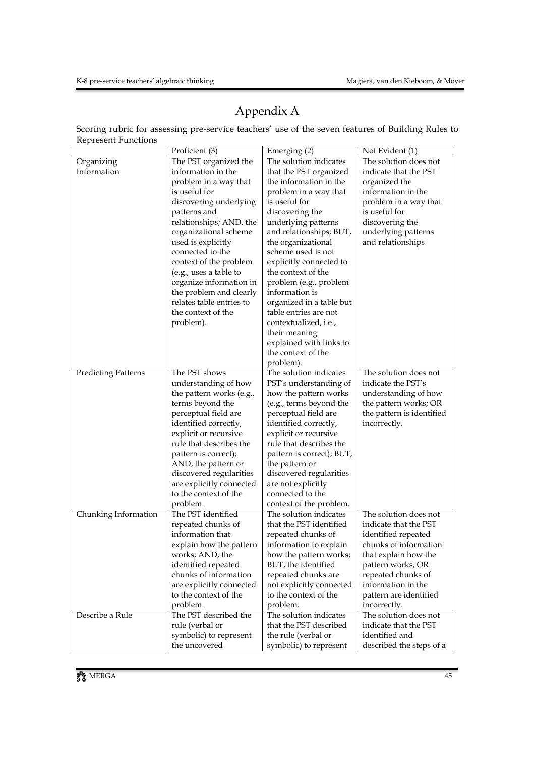# Appendix A

Scoring rubric for assessing pre-service teachers' use of the seven features of Building Rules to Represent Functions

| | Proficient (3) | Emerging (2) | Not Evident (1) |
|---|---|---|---|
| Organizing Information | The PST organized the information in the problem in a way that is useful for discovering underlying patterns and relationships; AND, the organizational scheme used is explicitly connected to the context of the problem (e.g., uses a table to organize information in the problem and clearly relates table entries to the context of the problem). | The solution indicates that the PST organized the information in the problem in a way that is useful for discovering the underlying patterns and relationships; BUT, the organizational scheme used is not explicitly connected to the context of the problem (e.g., problem information is organized in a table but table entries are not contextualized, i.e., their meaning explained with links to the context of the problem). | The solution does not indicate that the PST organized the information in a way that is useful for discovering the underlying patterns and relationships |
| Predicting Patterns | The PST shows understanding of how the pattern works (e.g., terms beyond the perceptual field are identified correctly, explicit or recursive rule that describes the pattern is correct); AND, the pattern or discovered regularities are explicitly connected to the context of the problem. | The solution indicates PST's understanding of how the pattern works (e.g., terms beyond the perceptual field are identified correctly, explicit or recursive rule that describes the pattern is correct); BUT, the pattern or discovered regularities are not explicitly connected to the context of the problem. | The solution does not indicate the PST's understanding of how the pattern works; OR the pattern is identified incorrectly. |
| Chunking Information | The PST identified repeated chunks of information that explain how the pattern works; AND, the identified repeated chunks of information are explicitly connected to the context of the problem. | The solution indicates that the PST identified repeated chunks of information to explain how the pattern works; BUT, the identified repeated chunks are not explicitly connected to the context of the problem. | The solution does not indicate that the PST identified repeated chunks of information that explain how the pattern works, OR repeated chunks of information in the pattern are identified incorrectly. |
| Describe a Rule | The PST described the rule (verbal or symbolic) to represent the uncovered | The solution indicates that the PST described the rule (verbal or symbolic) to represent | The solution does not indicate that the PST identified and described the steps of a |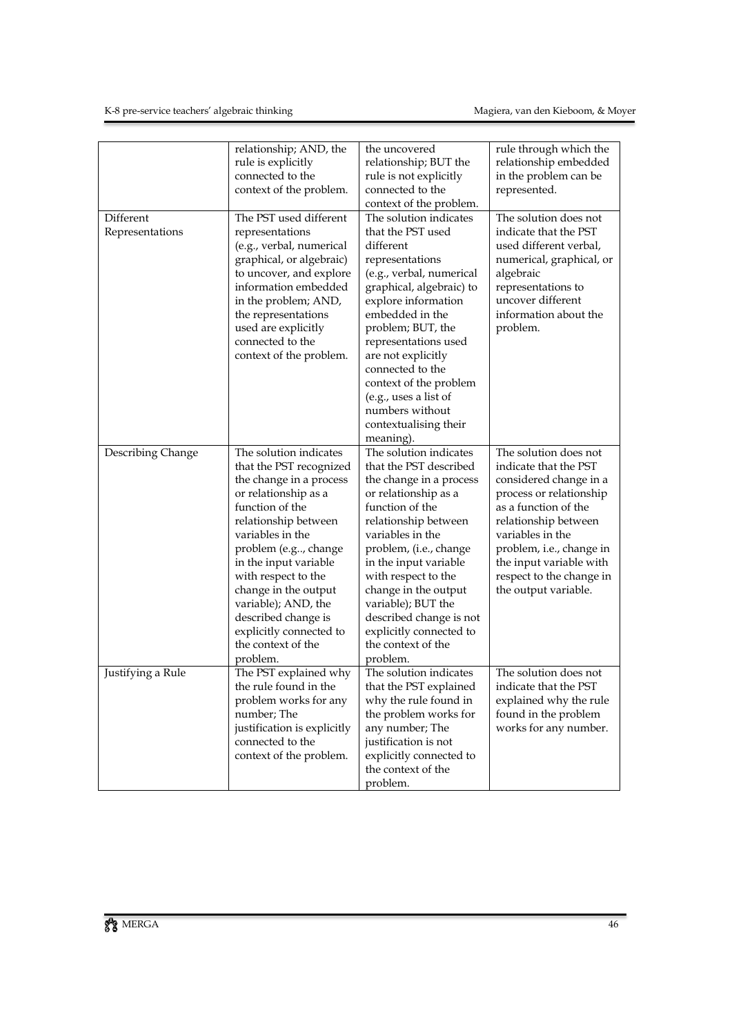| | | | |
|---|---|---|---|
| | relationship; AND, the rule is explicitly connected to the context of the problem. | the uncovered relationship; BUT the rule is not explicitly connected to the context of the problem. | rule through which the relationship embedded in the problem can be represented. |
| Different Representations | The PST used different representations (e.g., verbal, numerical graphical, or algebraic) to uncover, and explore information embedded in the problem; AND, the representations used are explicitly connected to the context of the problem. | The solution indicates that the PST used different representations (e.g., verbal, numerical graphical, algebraic) to explore information embedded in the problem; BUT, the representations used are not explicitly connected to the context of the problem (e.g., uses a list of numbers without contextualising their meaning). | The solution does not indicate that the PST used different verbal, numerical, graphical, or algebraic representations to uncover different information about the problem. |
| Describing Change | The solution indicates that the PST recognized the change in a process or relationship as a function of the relationship between variables in the problem (e.g.., change in the input variable with respect to the change in the output variable); AND, the described change is explicitly connected to the context of the problem. | The solution indicates that the PST described the change in a process or relationship as a function of the relationship between variables in the problem, (i.e., change in the input variable with respect to the change in the output variable); BUT the described change is not explicitly connected to the context of the problem. | The solution does not indicate that the PST considered change in a process or relationship as a function of the relationship between variables in the problem, i.e., change in the input variable with respect to the change in the output variable. |
| Justifying a Rule | The PST explained why the rule found in the problem works for any number; The justification is explicitly connected to the context of the problem. | The solution indicates that the PST explained why the rule found in the problem works for any number; The justification is not explicitly connected to the context of the problem. | The solution does not indicate that the PST explained why the rule found in the problem works for any number. |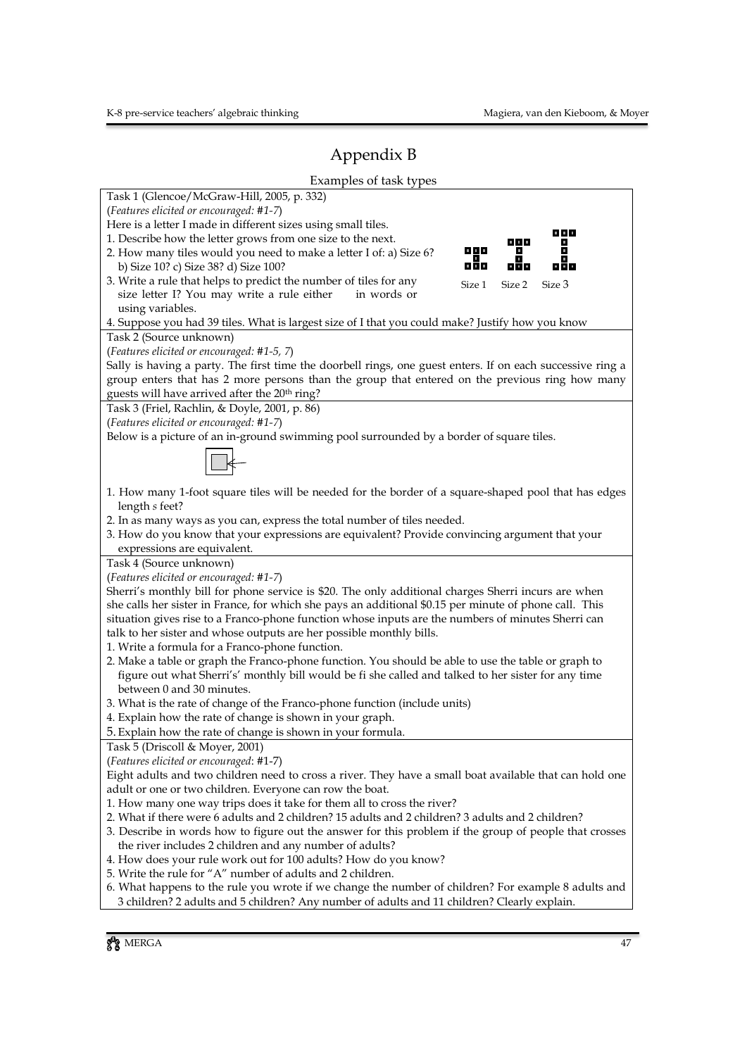# Appendix B

Examples of task types

**Task 1** (Glencoe/McGraw-Hill, 2005, p. 332)
(*Features elicited or encouraged: #1-7*)

Here is a letter I made in different sizes using small tiles.

1. Describe how the letter grows from one size to the next.
2. How many tiles would you need to make a letter I of: a) Size 6? b) Size 10? c) Size 38? d) Size 100?
3. Write a rule that helps to predict the number of tiles for any size letter I? You may write a rule either in words or using variables.
4. Suppose you had 39 tiles. What is largest size of I that you could make? Justify how you know

Size 1 Size 2 Size 3

**Task 2** (Source unknown)
(*Features elicited or encouraged: #1-5, 7*)

Sally is having a party. The first time the doorbell rings, one guest enters. If on each successive ring a group enters that has 2 more persons than the group that entered on the previous ring how many guests will have arrived after the 20th ring?

**Task 3** (Friel, Rachlin, & Doyle, 2001, p. 86)
(*Features elicited or encouraged: #1-7*)

Below is a picture of an in-ground swimming pool surrounded by a border of square tiles.

1. How many 1-foot square tiles will be needed for the border of a square-shaped pool that has edges length *s* feet?
2. In as many ways as you can, express the total number of tiles needed.
3. How do you know that your expressions are equivalent? Provide convincing argument that your expressions are equivalent.

**Task 4** (Source unknown)
(*Features elicited or encouraged: #1-7*)

Sherri's monthly bill for phone service is $20. The only additional charges Sherri incurs are when she calls her sister in France, for which she pays an additional $0.15 per minute of phone call. This situation gives rise to a Franco-phone function whose inputs are the numbers of minutes Sherri can talk to her sister and whose outputs are her possible monthly bills.

1. Write a formula for a Franco-phone function.
2. Make a table or graph the Franco-phone function. You should be able to use the table or graph to figure out what Sherri's' monthly bill would be fi she called and talked to her sister for any time between 0 and 30 minutes.
3. What is the rate of change of the Franco-phone function (include units)
4. Explain how the rate of change is shown in your graph.
5. Explain how the rate of change is shown in your formula.

**Task 5** (Driscoll & Moyer, 2001)
(*Features elicited or encouraged*: #1-7)

Eight adults and two children need to cross a river. They have a small boat available that can hold one adult or one or two children. Everyone can row the boat.

1. How many one way trips does it take for them all to cross the river?
2. What if there were 6 adults and 2 children? 15 adults and 2 children? 3 adults and 2 children?
3. Describe in words how to figure out the answer for this problem if the group of people that crosses the river includes 2 children and any number of adults?
4. How does your rule work out for 100 adults? How do you know?
5. Write the rule for "A" number of adults and 2 children.
6. What happens to the rule you wrote if we change the number of children? For example 8 adults and 3 children? 2 adults and 5 children? Any number of adults and 11 children? Clearly explain.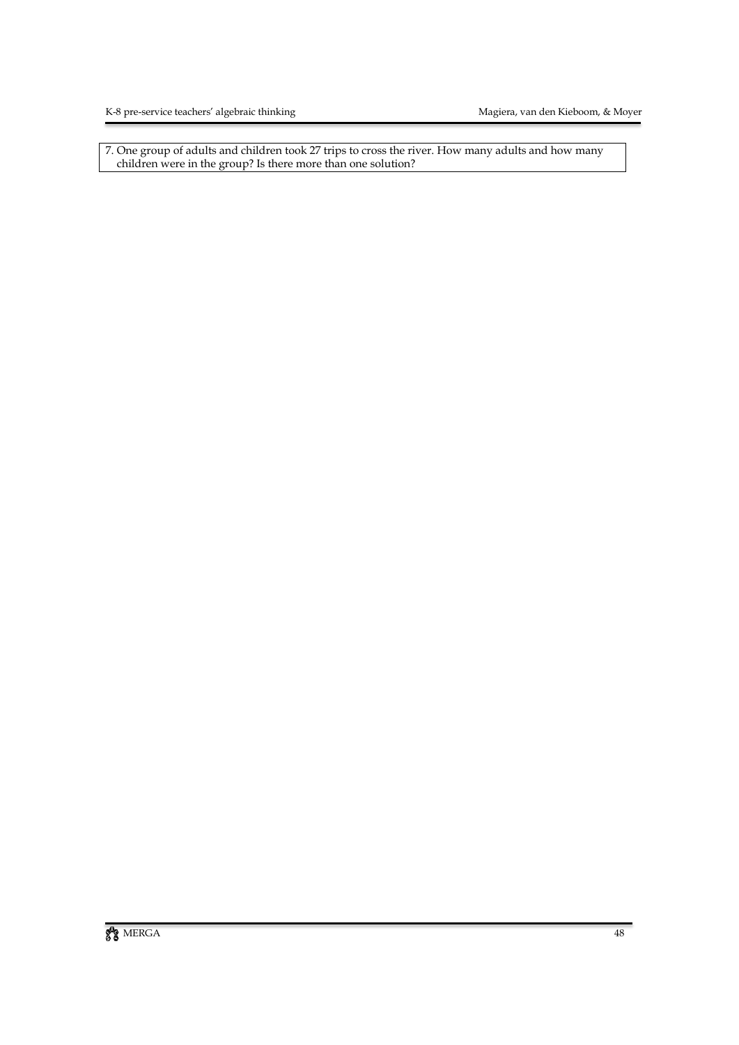7. One group of adults and children took 27 trips to cross the river. How many adults and how many children were in the group? Is there more than one solution?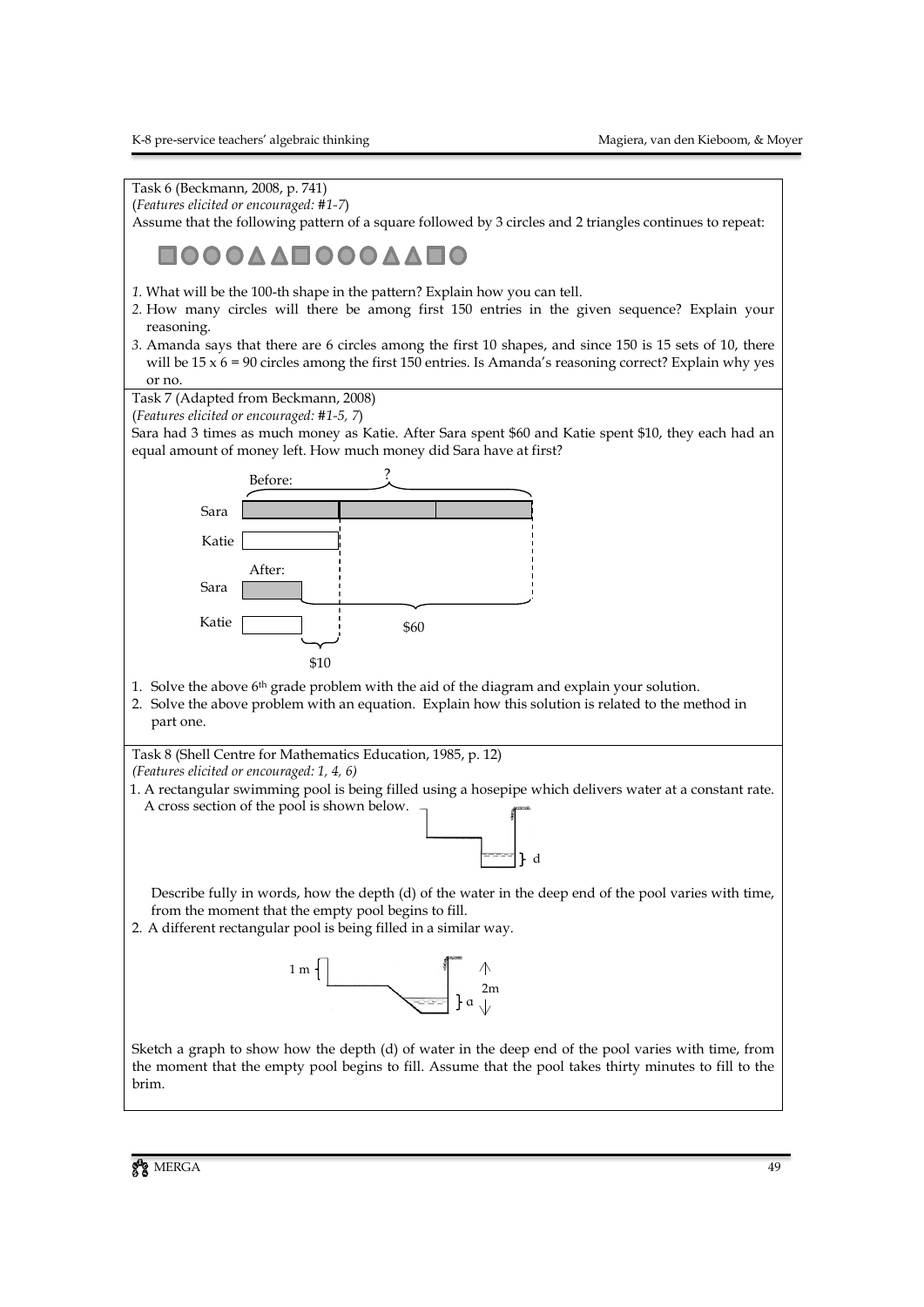Task 6 (Beckmann, 2008, p. 741)

(*Features elicited or encouraged: #1-7*)

Assume that the following pattern of a square followed by 3 circles and 2 triangles continues to repeat:

*1.* What will be the 100-th shape in the pattern? Explain how you can tell.

*2.* How many circles will there be among first 150 entries in the given sequence? Explain your reasoning.

*3.* Amanda says that there are 6 circles among the first 10 shapes, and since 150 is 15 sets of 10, there will be 15 x 6 = 90 circles among the first 150 entries. Is Amanda's reasoning correct? Explain why yes or no.

Task 7 (Adapted from Beckmann, 2008)

(*Features elicited or encouraged: #1-5, 7*)

Sara had 3 times as much money as Katie. After Sara spent $60 and Katie spent $10, they each had an equal amount of money left. How much money did Sara have at first?

Before: ?

Sara

Katie

After:

Sara

Katie

$60

$10

1. Solve the above 6th grade problem with the aid of the diagram and explain your solution.
2. Solve the above problem with an equation. Explain how this solution is related to the method in part one.

Task 8 (Shell Centre for Mathematics Education, 1985, p. 12)

*(Features elicited or encouraged: 1, 4, 6)*

1. A rectangular swimming pool is being filled using a hosepipe which delivers water at a constant rate. A cross section of the pool is shown below.

   d

   Describe fully in words, how the depth (d) of the water in the deep end of the pool varies with time, from the moment that the empty pool begins to fill.

2. A different rectangular pool is being filled in a similar way.

   1 m

   2m

   d

Sketch a graph to show how the depth (d) of water in the deep end of the pool varies with time, from the moment that the empty pool begins to fill. Assume that the pool takes thirty minutes to fill to the brim.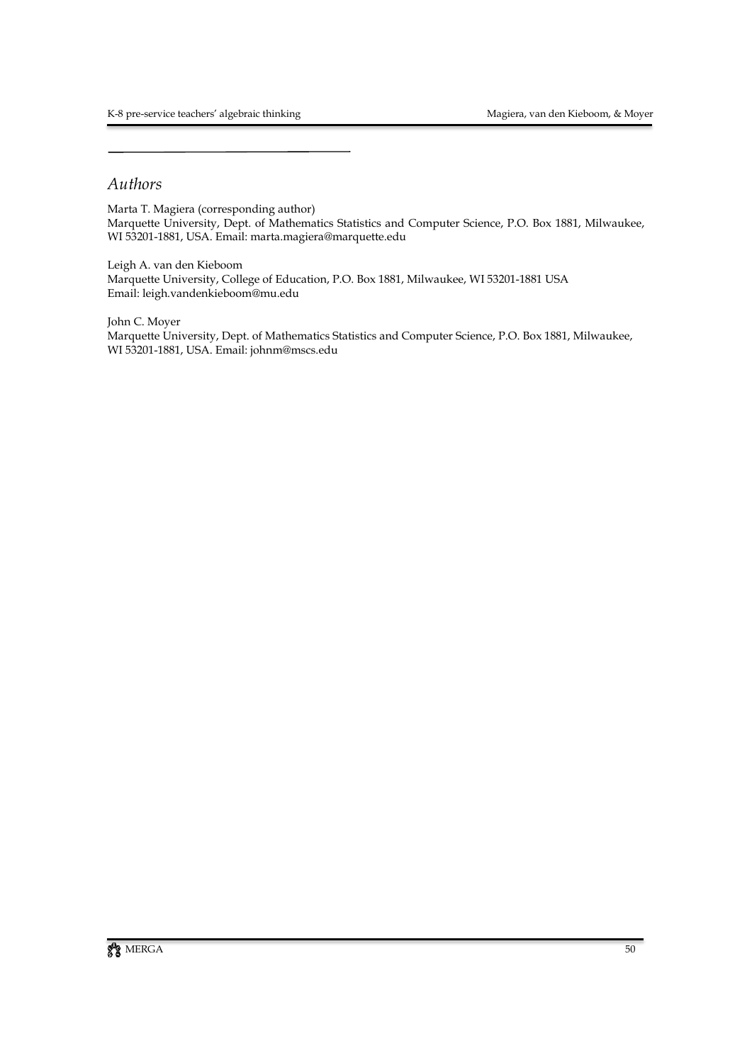## *Authors*

Marta T. Magiera (corresponding author)
Marquette University, Dept. of Mathematics Statistics and Computer Science, P.O. Box 1881, Milwaukee, WI 53201-1881, USA. Email: marta.magiera@marquette.edu

Leigh A. van den Kieboom
Marquette University, College of Education, P.O. Box 1881, Milwaukee, WI 53201-1881 USA
Email: leigh.vandenkieboom@mu.edu

John C. Moyer
Marquette University, Dept. of Mathematics Statistics and Computer Science, P.O. Box 1881, Milwaukee, WI 53201-1881, USA. Email: johnm@mscs.edu